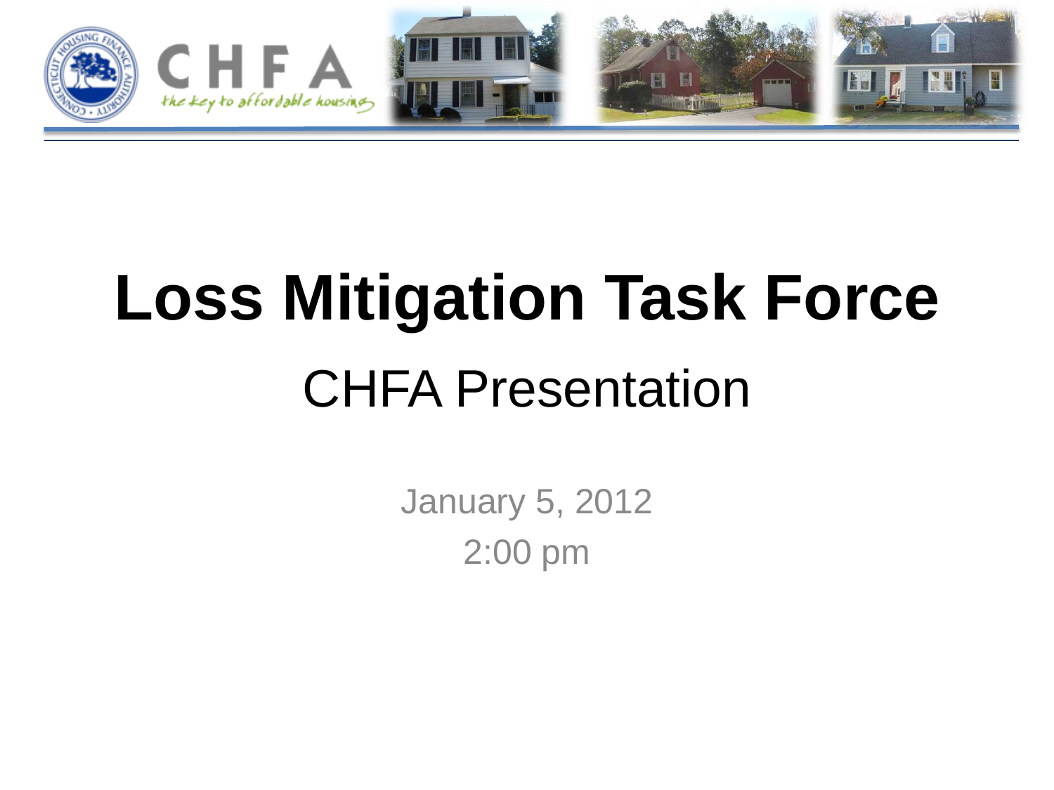# Loss Mitigation Task Force

## CHFA Presentation

January 5, 2012

2:00 pm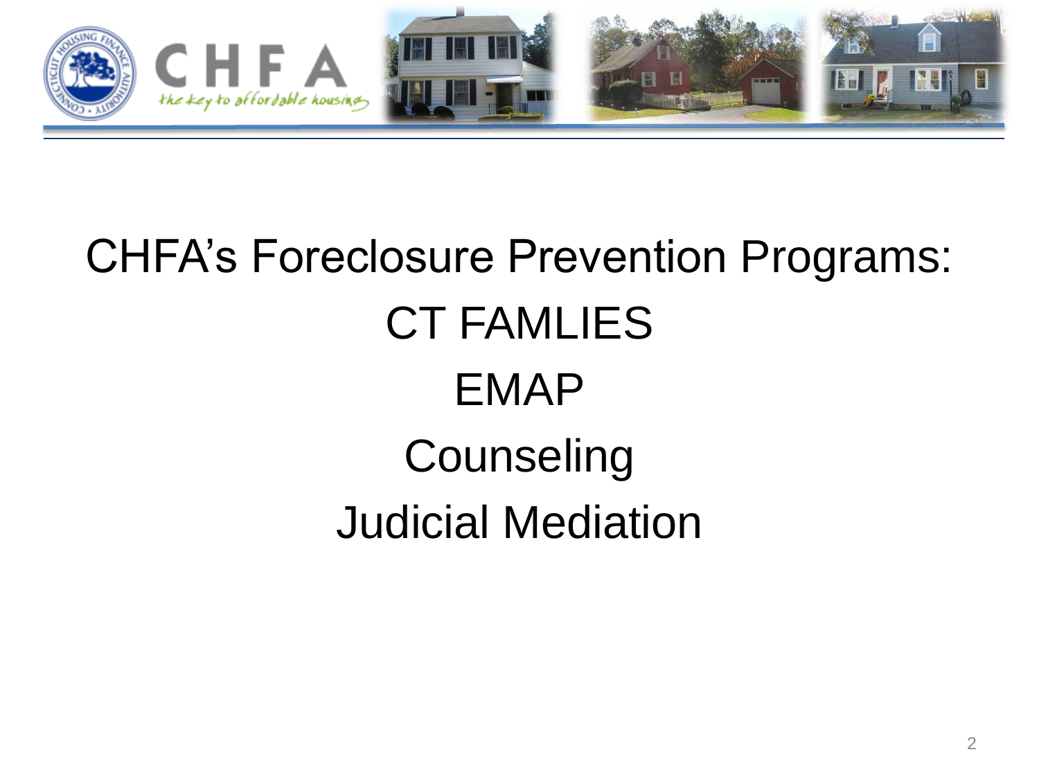# CHFA's Foreclosure Prevention Programs:

CT FAMLIES

EMAP

Counseling

Judicial Mediation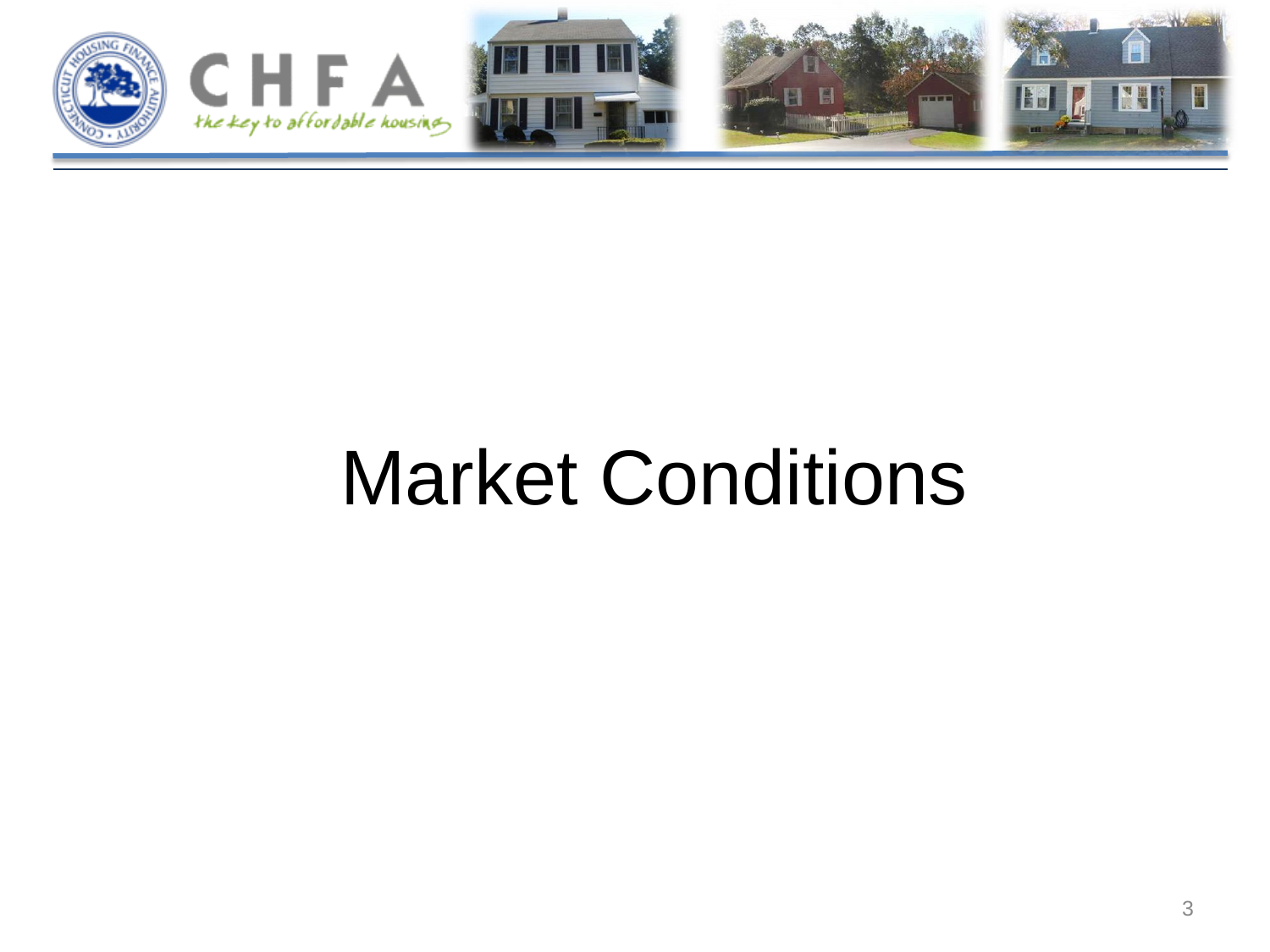# Market Conditions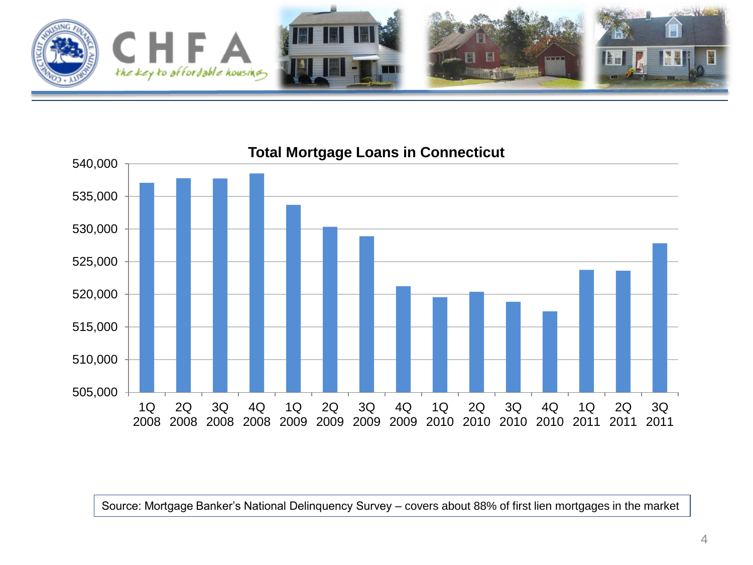## Total Mortgage Loans in Connecticut

| Quarter | Total Mortgage Loans (approx.) |
|---|---|
| 1Q 2008 | 537,000 |
| 2Q 2008 | 537,700 |
| 3Q 2008 | 537,700 |
| 4Q 2008 | 538,400 |
| 1Q 2009 | 533,700 |
| 2Q 2009 | 530,300 |
| 3Q 2009 | 528,900 |
| 4Q 2009 | 521,200 |
| 1Q 2010 | 519,500 |
| 2Q 2010 | 520,300 |
| 3Q 2010 | 518,800 |
| 4Q 2010 | 517,400 |
| 1Q 2011 | 523,700 |
| 2Q 2011 | 523,600 |
| 3Q 2011 | 527,800 |

Source: Mortgage Banker's National Delinquency Survey – covers about 88% of first lien mortgages in the market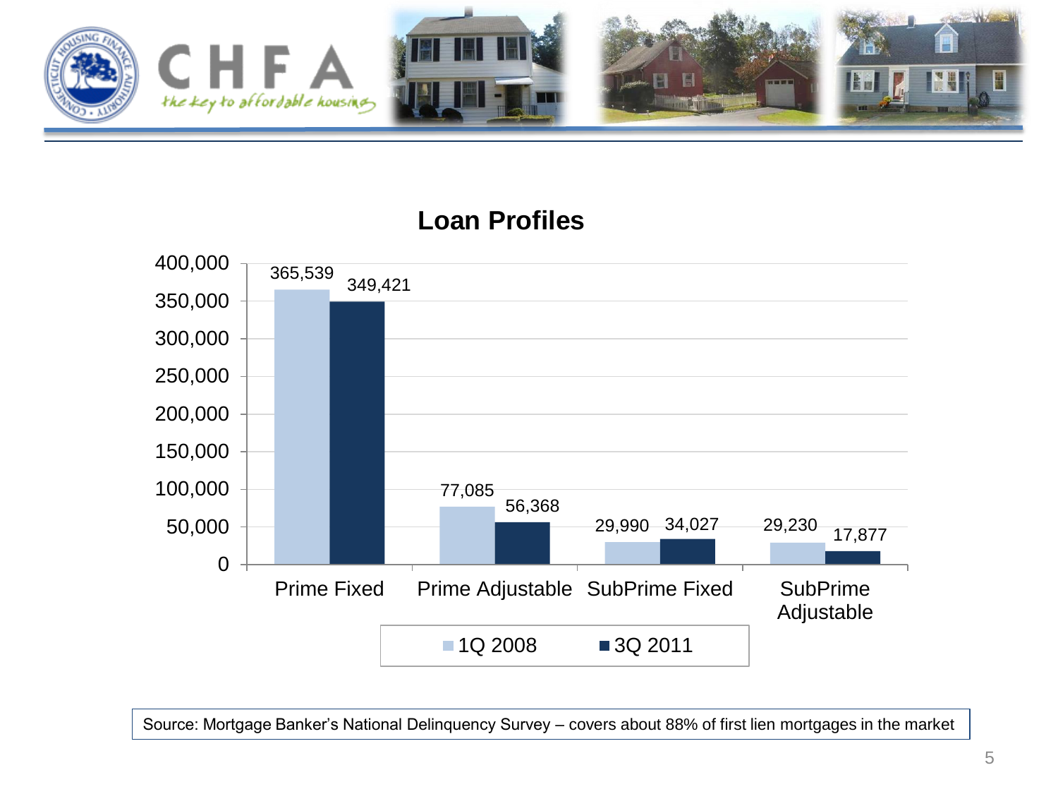## Loan Profiles

| | 1Q 2008 | 3Q 2011 |
|---|---|---|
| Prime Fixed | 365,539 | 349,421 |
| Prime Adjustable | 77,085 | 56,368 |
| SubPrime Fixed | 29,990 | 34,027 |
| SubPrime Adjustable | 29,230 | 17,877 |

Source: Mortgage Banker's National Delinquency Survey – covers about 88% of first lien mortgages in the market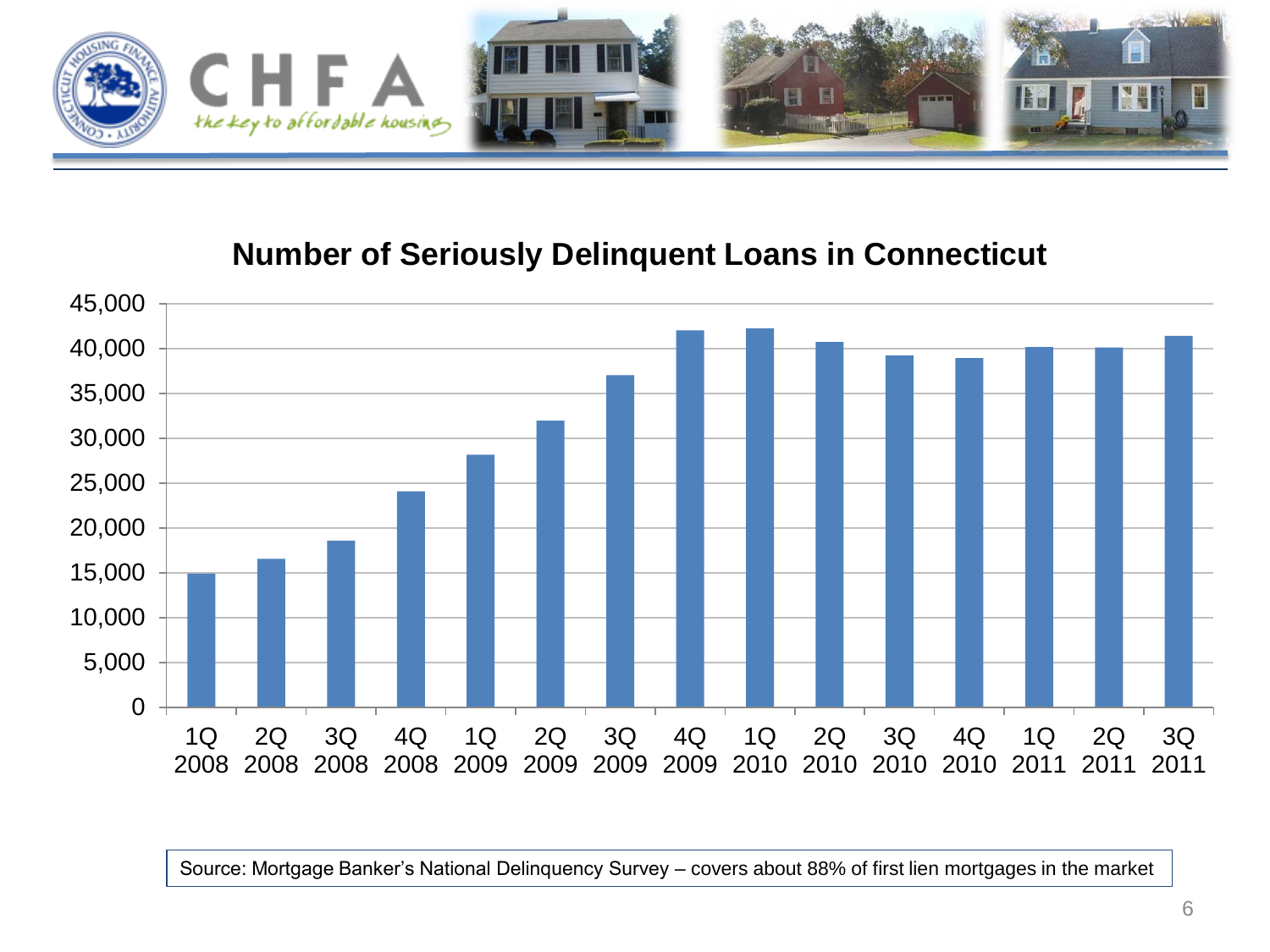## Number of Seriously Delinquent Loans in Connecticut

Source: Mortgage Banker's National Delinquency Survey – covers about 88% of first lien mortgages in the market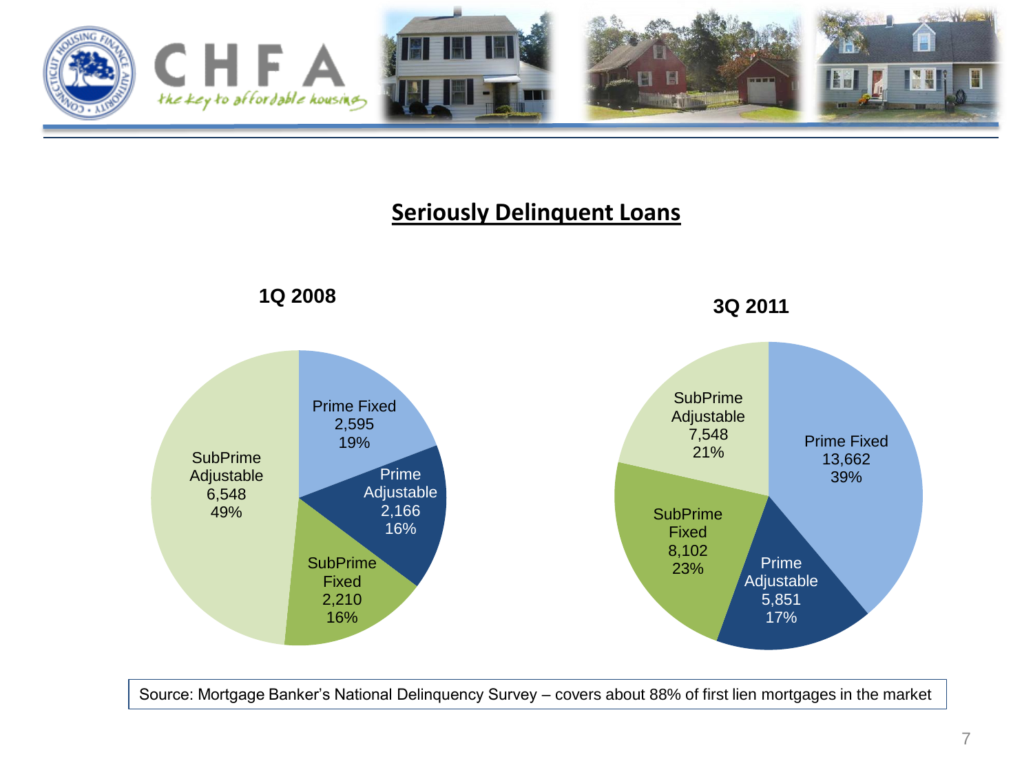## Seriously Delinquent Loans

**1Q 2008**

| Category | Loans | Share |
|---|---|---|
| Prime Fixed | 2,595 | 19% |
| Prime Adjustable | 2,166 | 16% |
| SubPrime Fixed | 2,210 | 16% |
| SubPrime Adjustable | 6,548 | 49% |

**3Q 2011**

| Category | Loans | Share |
|---|---|---|
| Prime Fixed | 13,662 | 39% |
| Prime Adjustable | 5,851 | 17% |
| SubPrime Fixed | 8,102 | 23% |
| SubPrime Adjustable | 7,548 | 21% |

Source: Mortgage Banker's National Delinquency Survey – covers about 88% of first lien mortgages in the market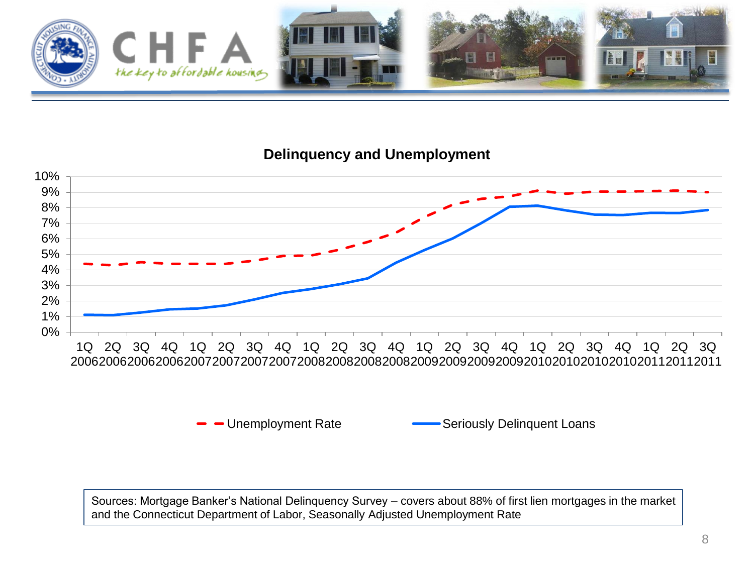## Delinquency and Unemployment

Unemployment Rate — Seriously Delinquent Loans

Sources: Mortgage Banker's National Delinquency Survey – covers about 88% of first lien mortgages in the market and the Connecticut Department of Labor, Seasonally Adjusted Unemployment Rate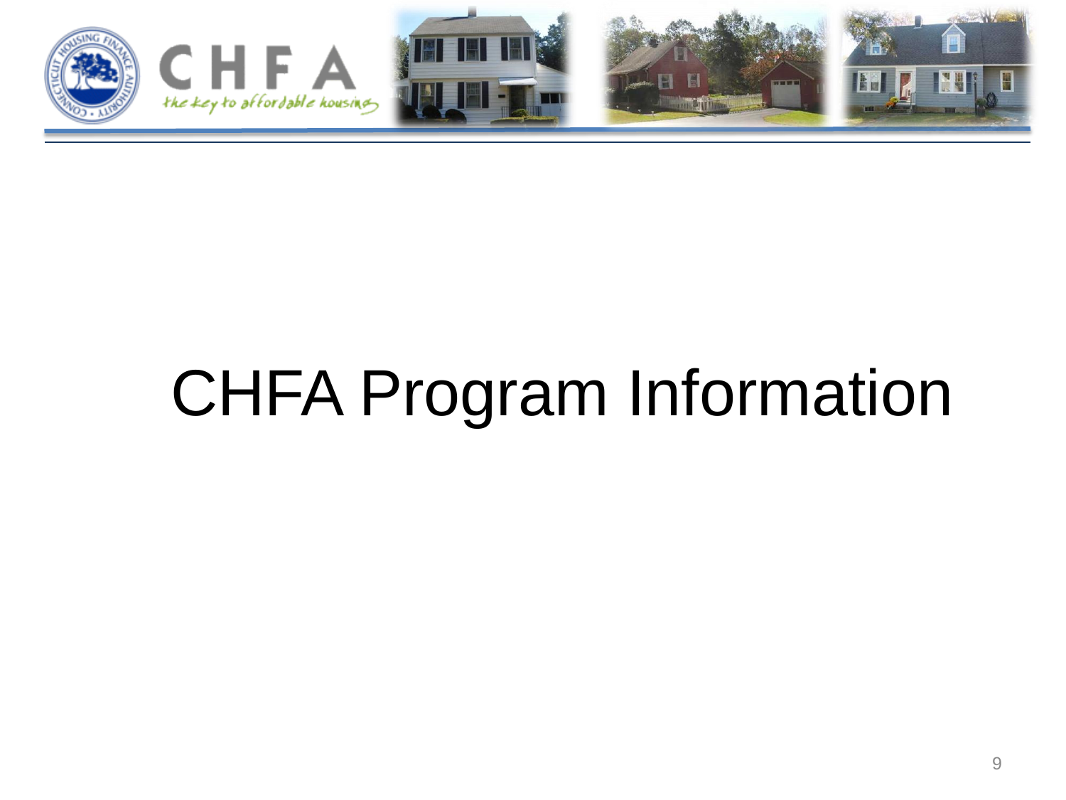# CHFA Program Information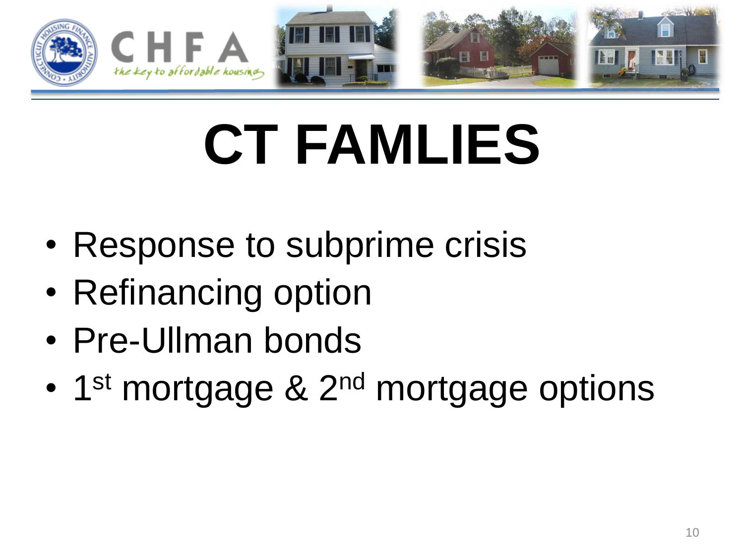# CT FAMLIES

- Response to subprime crisis
- Refinancing option
- Pre-Ullman bonds
- 1st mortgage & 2nd mortgage options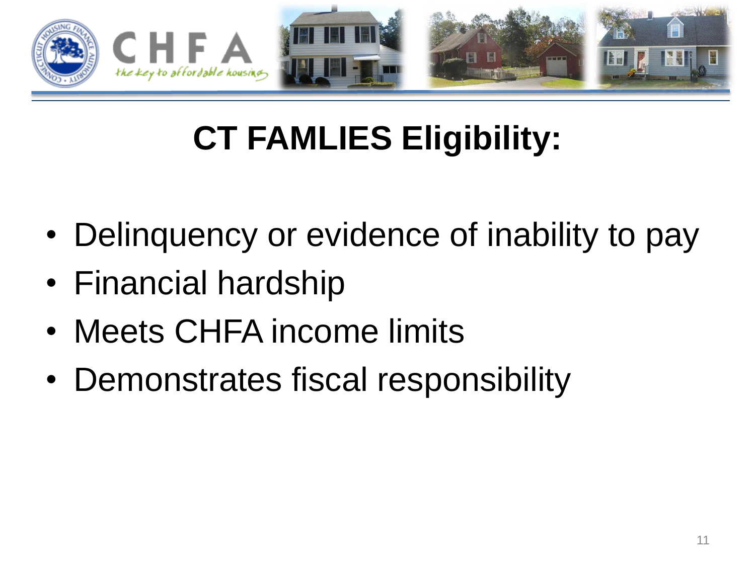# CT FAMLIES Eligibility:

- Delinquency or evidence of inability to pay
- Financial hardship
- Meets CHFA income limits
- Demonstrates fiscal responsibility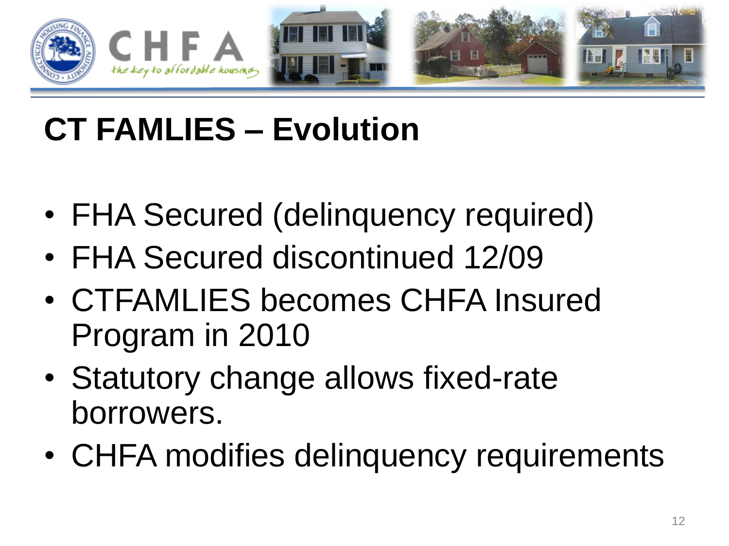# CT FAMLIES – Evolution

- FHA Secured (delinquency required)
- FHA Secured discontinued 12/09
- CTFAMLIES becomes CHFA Insured Program in 2010
- Statutory change allows fixed-rate borrowers.
- CHFA modifies delinquency requirements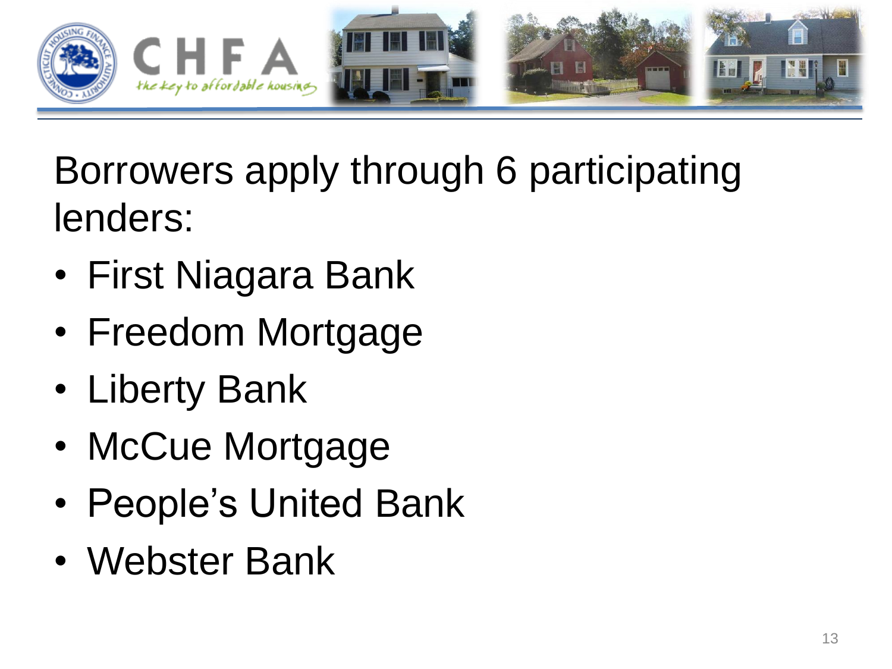Borrowers apply through 6 participating lenders:

- First Niagara Bank
- Freedom Mortgage
- Liberty Bank
- McCue Mortgage
- People's United Bank
- Webster Bank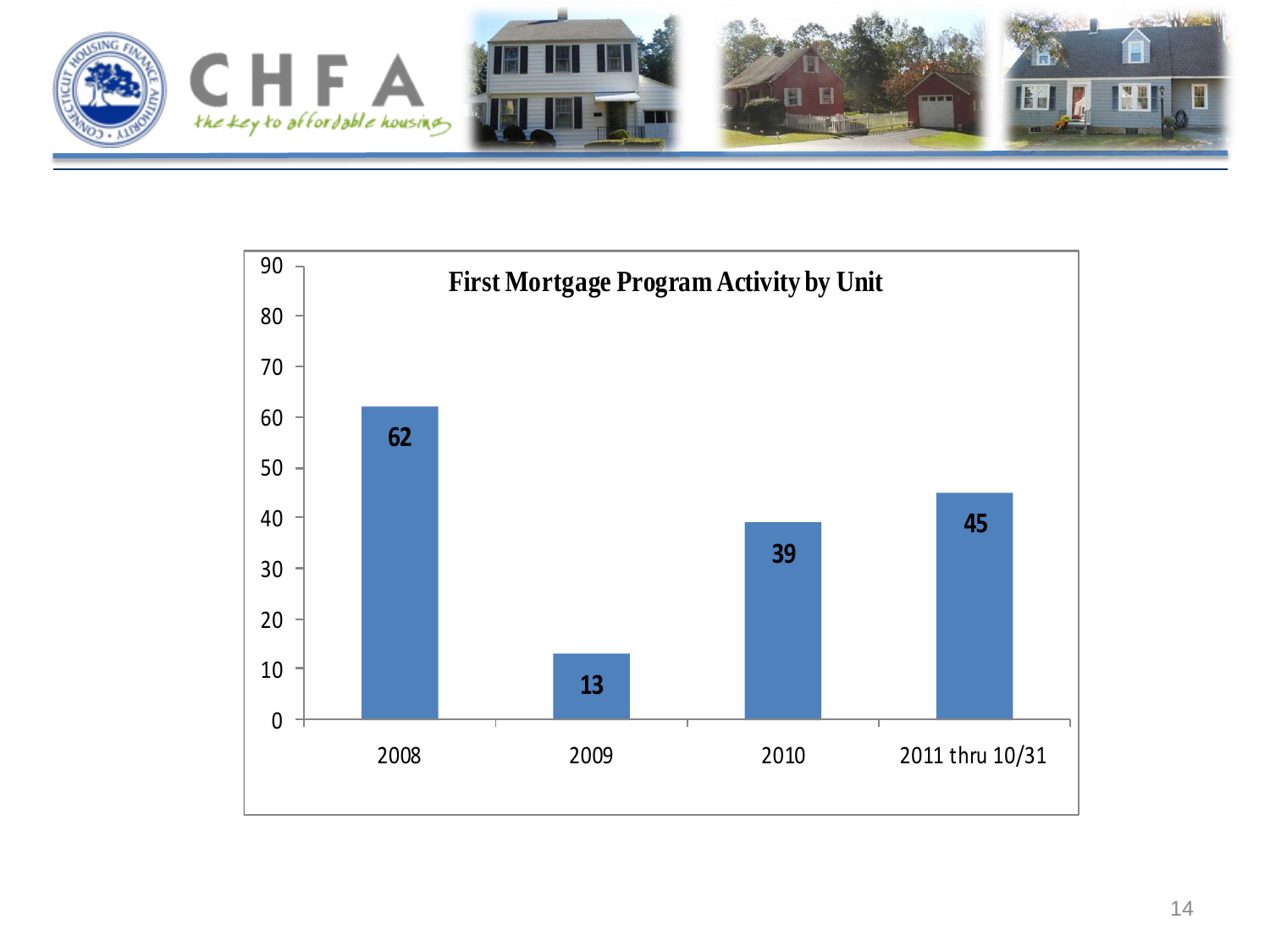CHFA

*the key to affordable housing*

## First Mortgage Program Activity by Unit

| Year | Units |
|---|---|
| 2008 | 62 |
| 2009 | 13 |
| 2010 | 39 |
| 2011 thru 10/31 | 45 |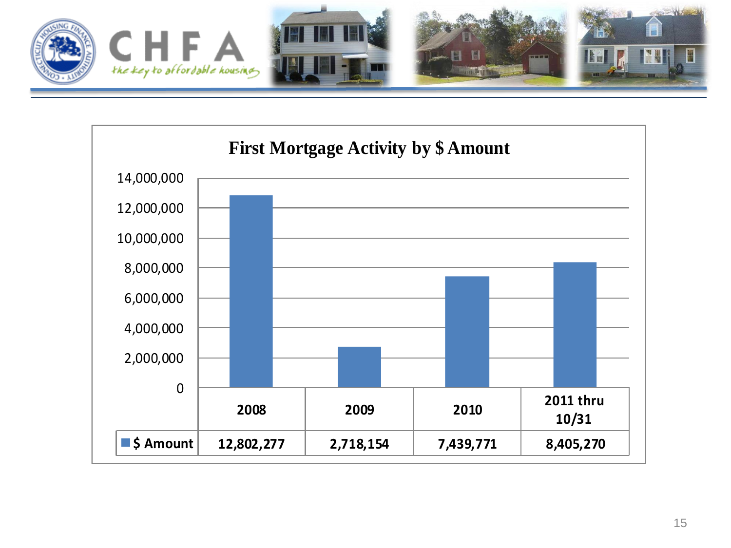## First Mortgage Activity by $ Amount

| | 2008 | 2009 | 2010 | 2011 thru 10/31 |
|---|---|---|---|---|
| $ Amount | 12,802,277 | 2,718,154 | 7,439,771 | 8,405,270 |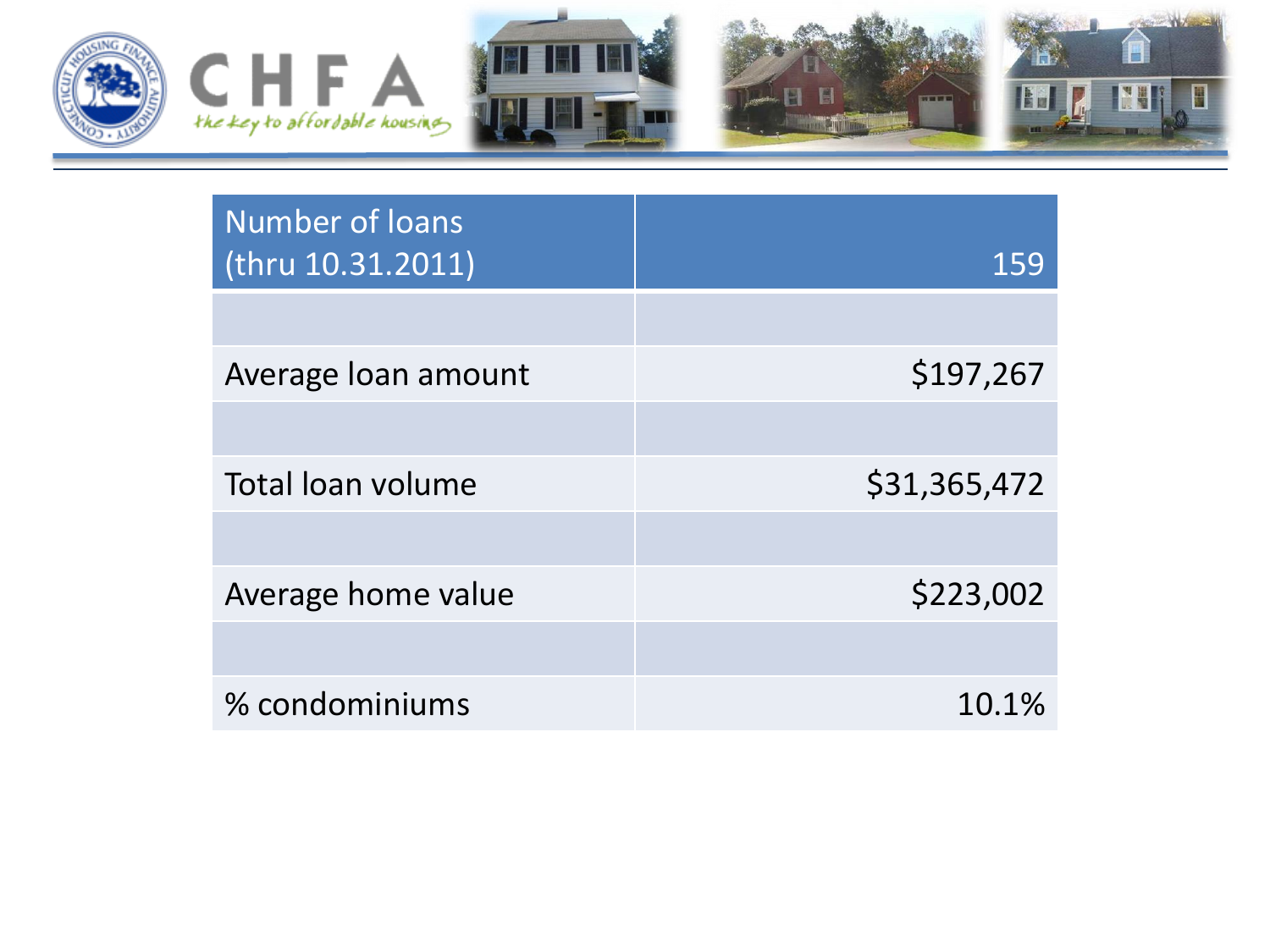| Number of loans (thru 10.31.2011) | 159 |
| --- | ---: |
| | |
| Average loan amount | $197,267 |
| | |
| Total loan volume | $31,365,472 |
| | |
| Average home value | $223,002 |
| | |
| % condominiums | 10.1% |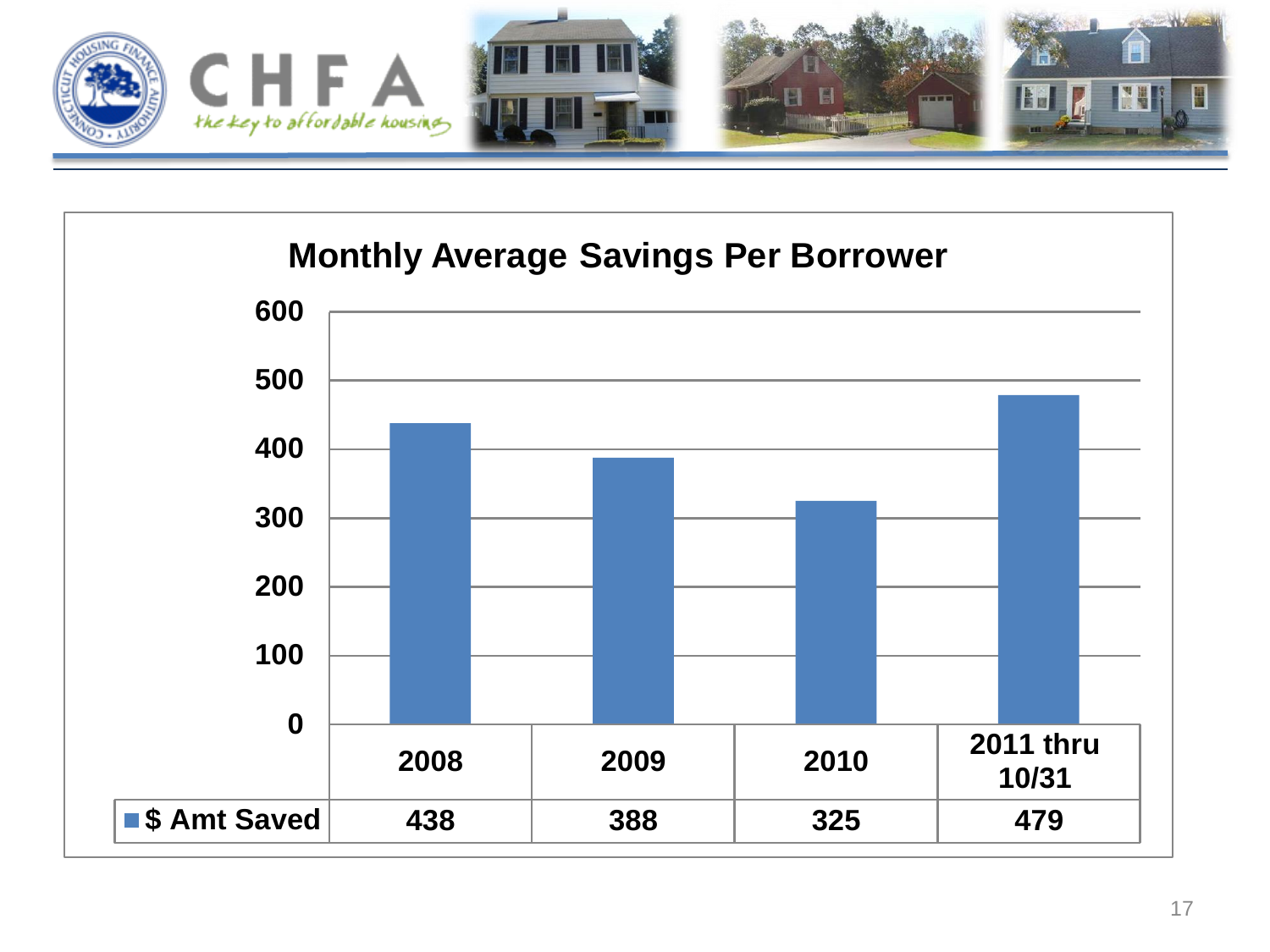CHFA
*the key to affordable housing*

## Monthly Average Savings Per Borrower

| | 2008 | 2009 | 2010 | 2011 thru 10/31 |
|---|---|---|---|---|
| $ Amt Saved | 438 | 388 | 325 | 479 |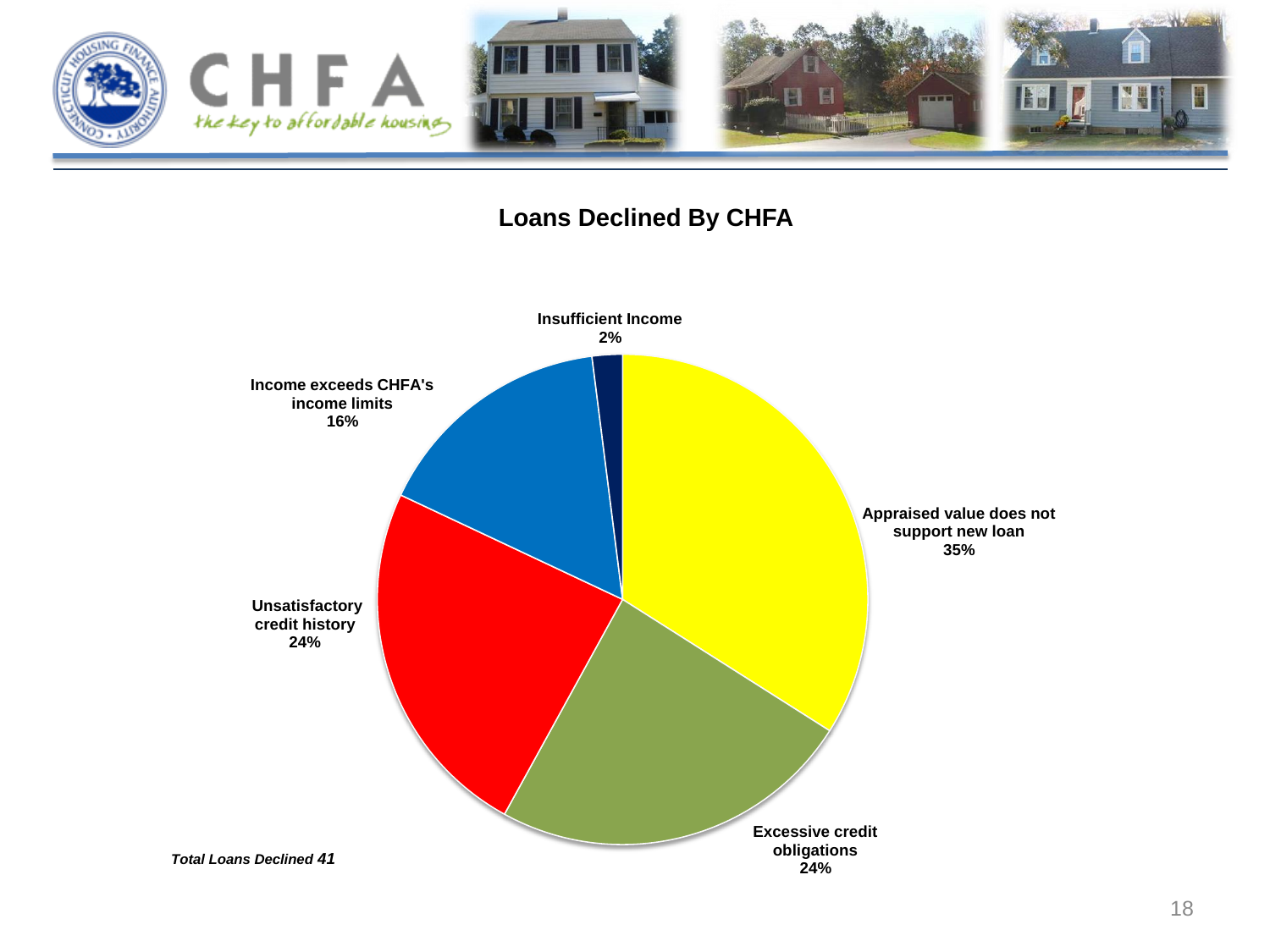## Loans Declined By CHFA

Insufficient Income
2%

Income exceeds CHFA's income limits
16%

Appraised value does not support new loan
35%

Unsatisfactory credit history
24%

Excessive credit obligations
24%

*Total Loans Declined* ***41***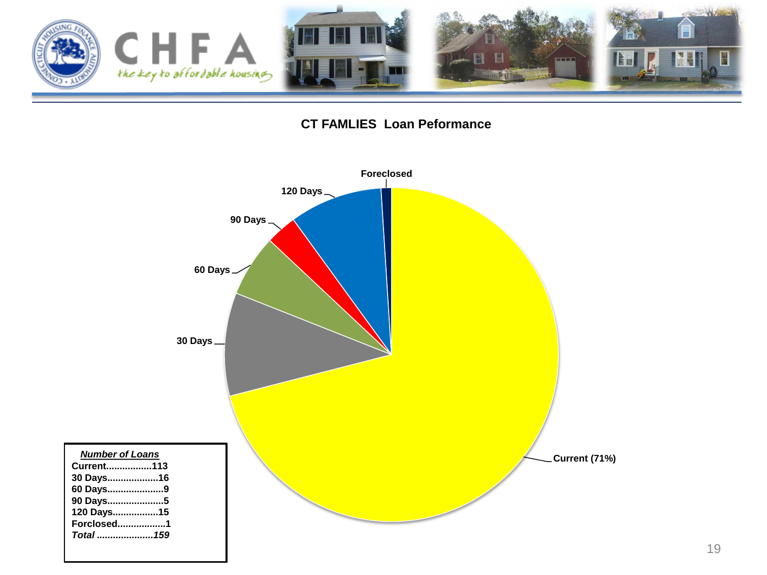## CT FAMLIES Loan Peformance

Foreclosed

120 Days

90 Days

60 Days

30 Days

Current (71%)

***Number of Loans***

**Current.................113**
**30 Days...................16**
**60 Days.....................9**
**90 Days.....................5**
**120 Days.................15**
**Forclosed..................1**
***Total .....................159***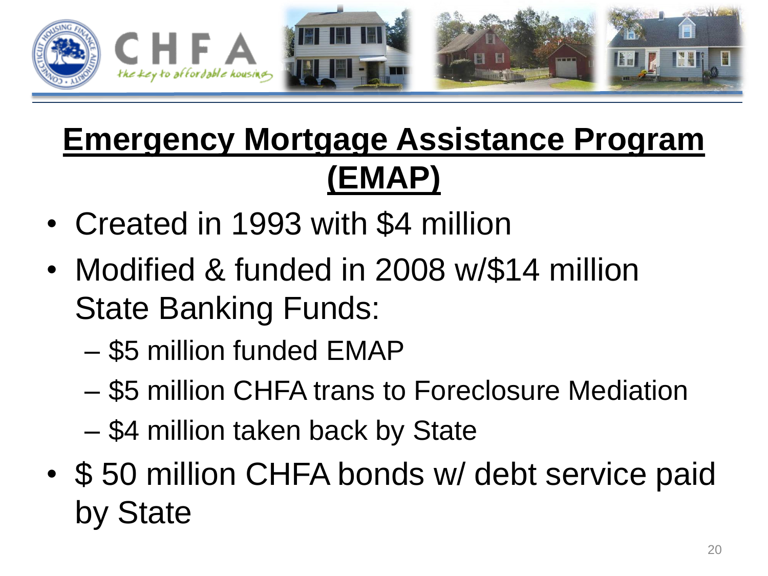# Emergency Mortgage Assistance Program (EMAP)

- Created in 1993 with $4 million
- Modified & funded in 2008 w/$14 million State Banking Funds:
  - $5 million funded EMAP
  - $5 million CHFA trans to Foreclosure Mediation
  - $4 million taken back by State
- $ 50 million CHFA bonds w/ debt service paid by State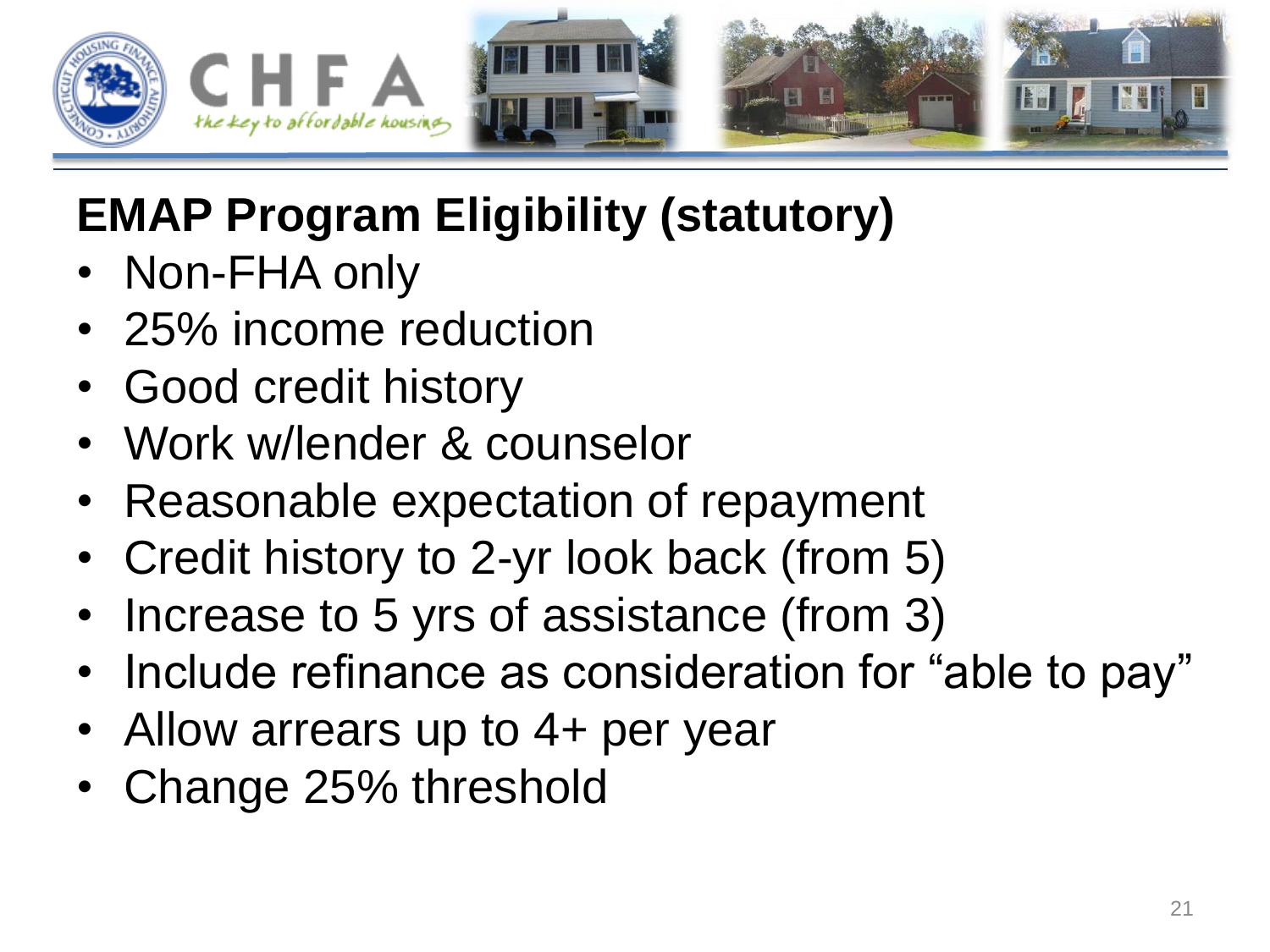# EMAP Program Eligibility (statutory)

- Non-FHA only
- 25% income reduction
- Good credit history
- Work w/lender & counselor
- Reasonable expectation of repayment
- Credit history to 2-yr look back (from 5)
- Increase to 5 yrs of assistance (from 3)
- Include refinance as consideration for "able to pay"
- Allow arrears up to 4+ per year
- Change 25% threshold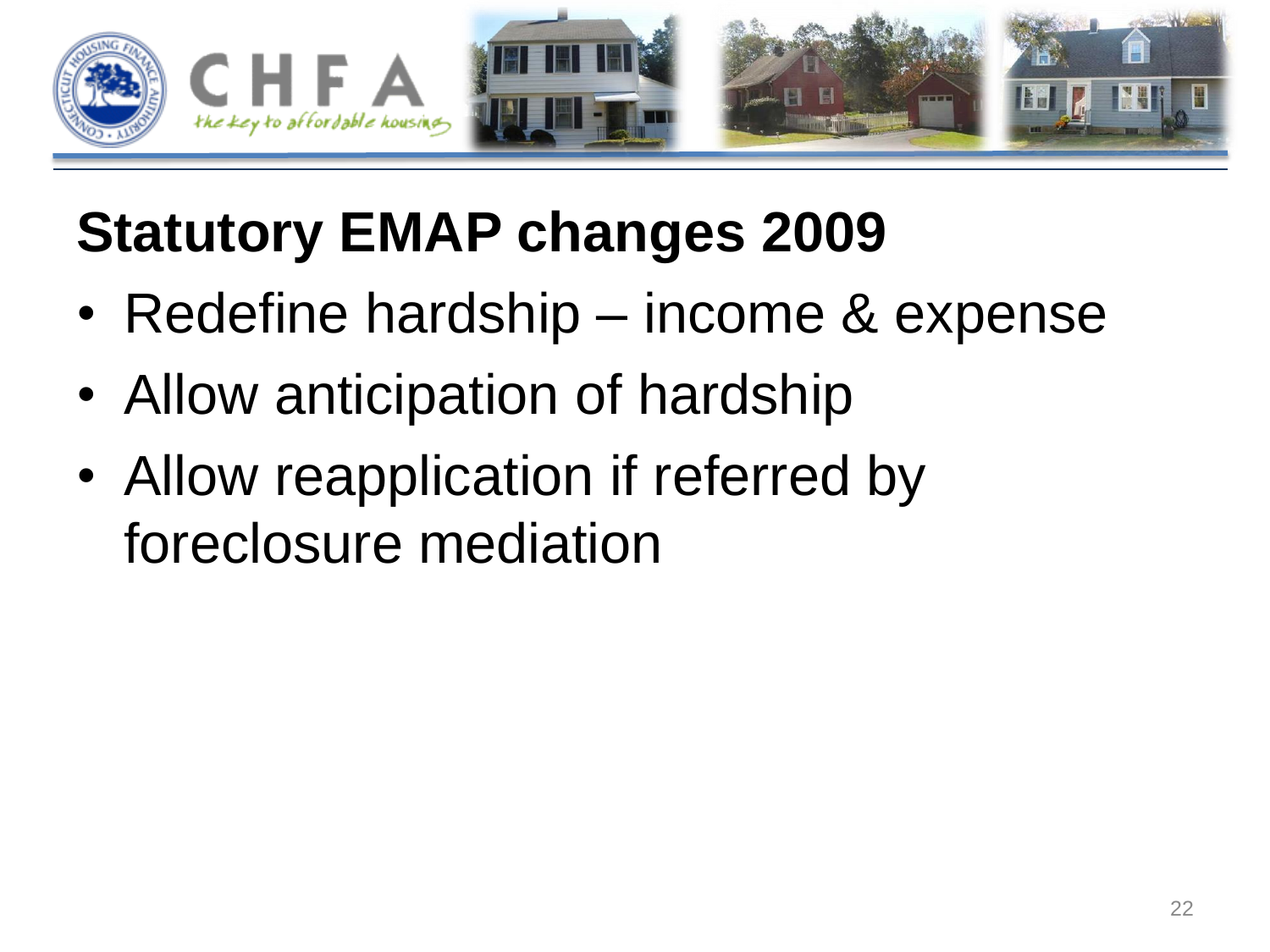## Statutory EMAP changes 2009

- Redefine hardship – income & expense
- Allow anticipation of hardship
- Allow reapplication if referred by foreclosure mediation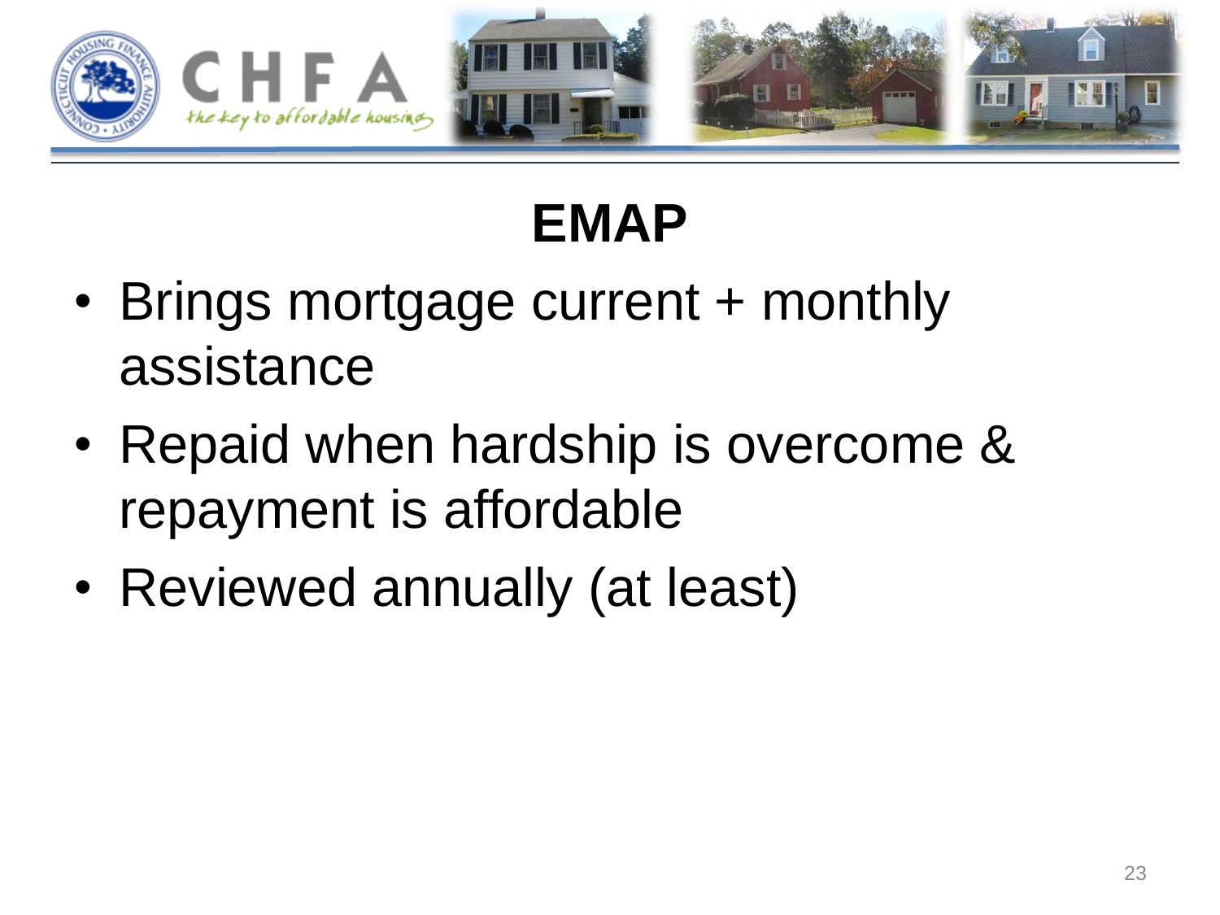# EMAP

- Brings mortgage current + monthly assistance
- Repaid when hardship is overcome & repayment is affordable
- Reviewed annually (at least)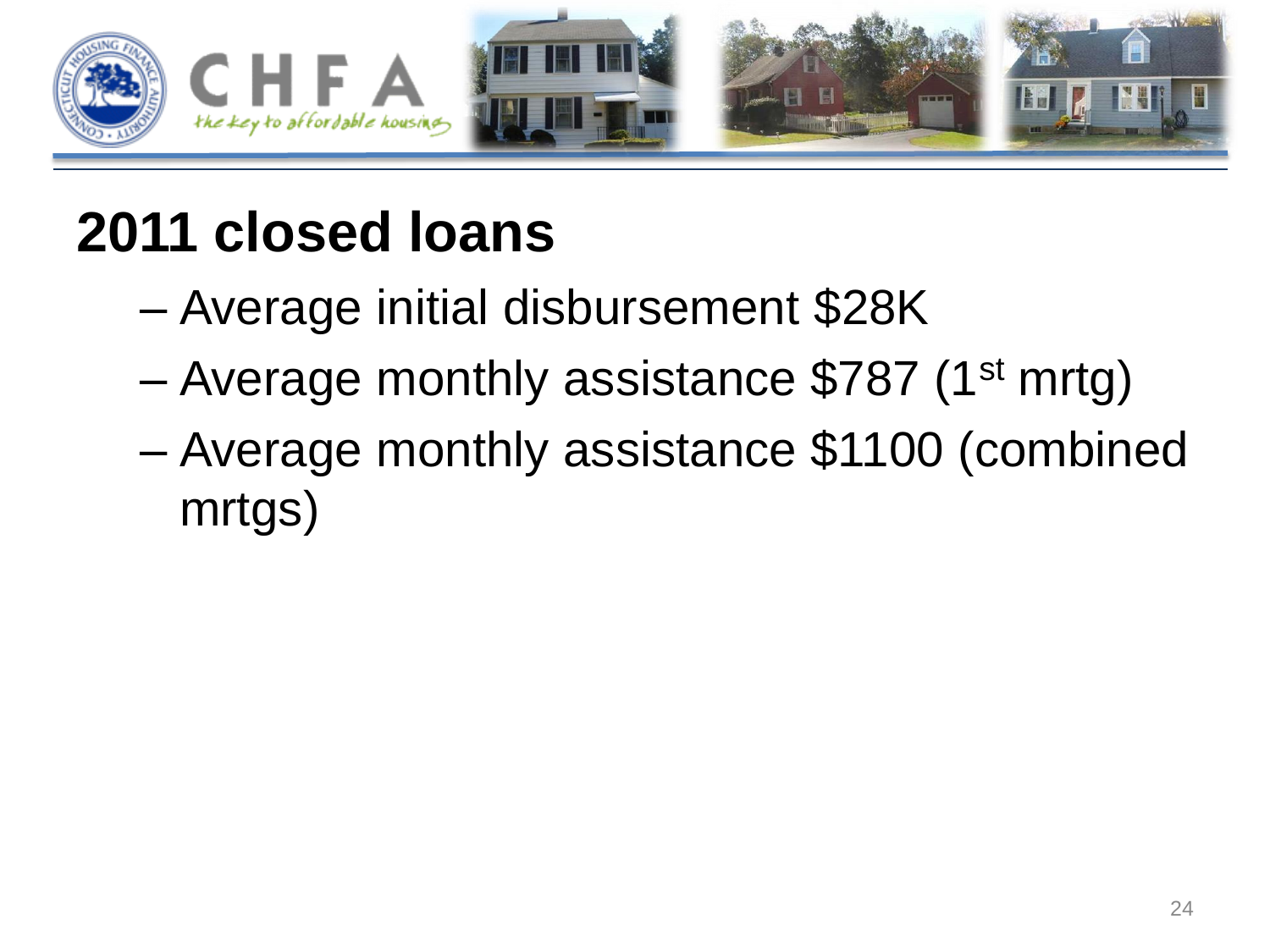# 2011 closed loans

- Average initial disbursement $28K
- Average monthly assistance $787 (1st mrtg)
- Average monthly assistance $1100 (combined mrtgs)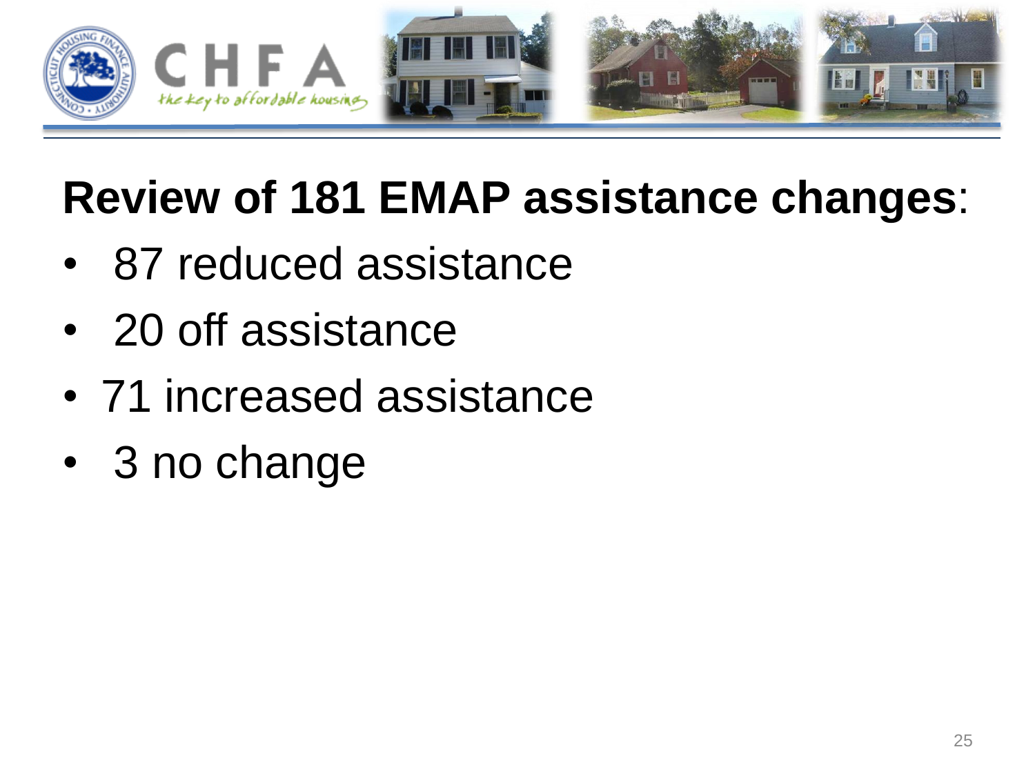**Review of 181 EMAP assistance changes**:

- 87 reduced assistance
- 20 off assistance
- 71 increased assistance
- 3 no change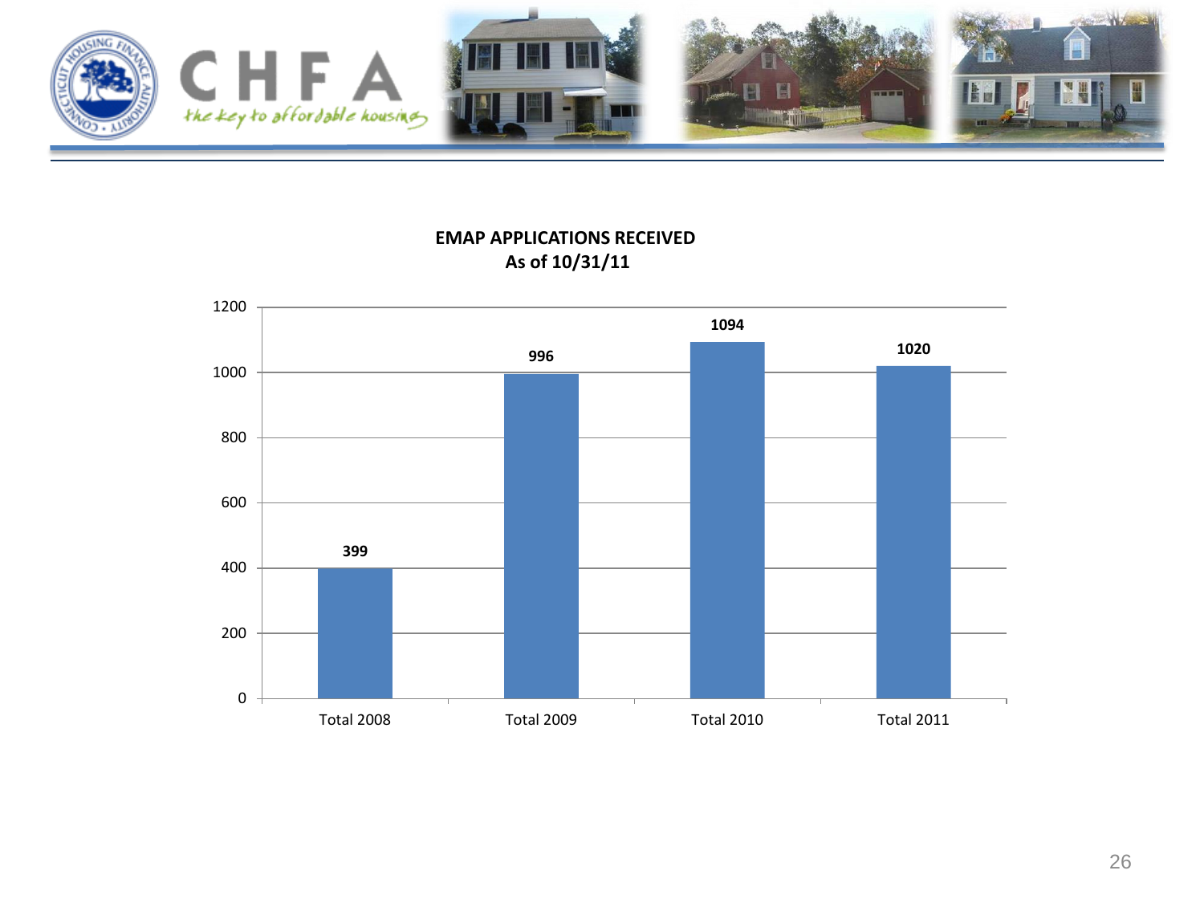**EMAP APPLICATIONS RECEIVED**
**As of 10/31/11**

| | Applications |
|---|---|
| Total 2008 | 399 |
| Total 2009 | 996 |
| Total 2010 | 1094 |
| Total 2011 | 1020 |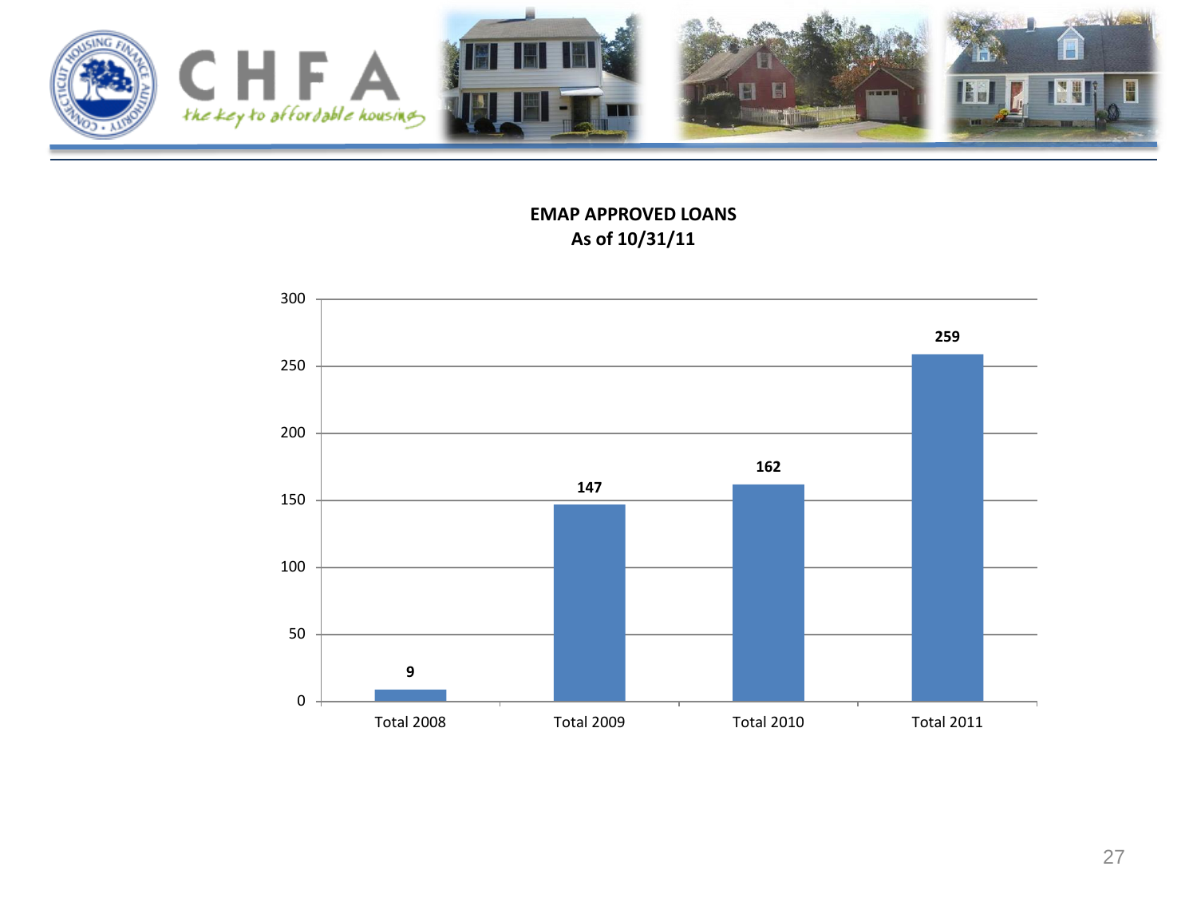**EMAP APPROVED LOANS**
**As of 10/31/11**

| | Total 2008 | Total 2009 | Total 2010 | Total 2011 |
|---|---|---|---|---|
| EMAP Approved Loans | 9 | 147 | 162 | 259 |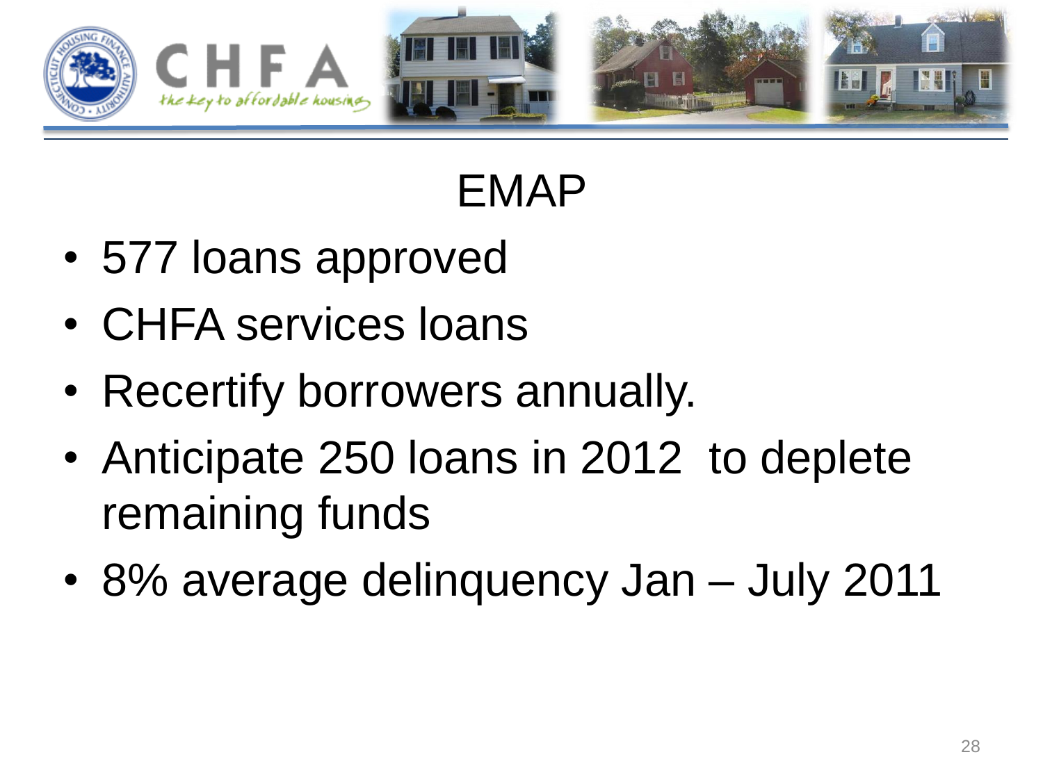# EMAP

- 577 loans approved
- CHFA services loans
- Recertify borrowers annually.
- Anticipate 250 loans in 2012  to deplete remaining funds
- 8% average delinquency Jan – July 2011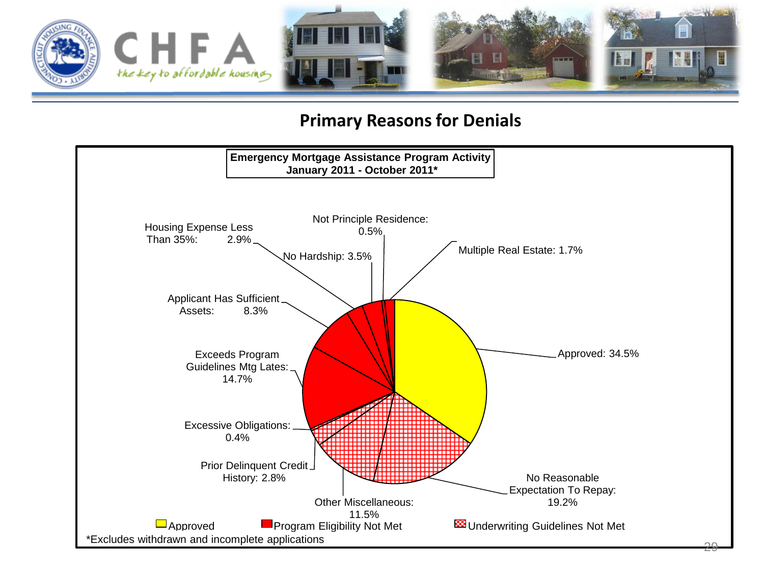## Primary Reasons for Denials

**Emergency Mortgage Assistance Program Activity**
**January 2011 - October 2011***

| Category | Reason | Percentage |
| --- | --- | --- |
| Approved | Approved | 34.5% |
| Underwriting Guidelines Not Met | No Reasonable Expectation To Repay | 19.2% |
| Underwriting Guidelines Not Met | Other Miscellaneous | 11.5% |
| Underwriting Guidelines Not Met | Prior Delinquent Credit History | 2.8% |
| Underwriting Guidelines Not Met | Excessive Obligations | 0.4% |
| Program Eligibility Not Met | Exceeds Program Guidelines Mtg Lates | 14.7% |
| Program Eligibility Not Met | Applicant Has Sufficient Assets | 8.3% |
| Program Eligibility Not Met | Housing Expense Less Than 35% | 2.9% |
| Program Eligibility Not Met | No Hardship | 3.5% |
| Program Eligibility Not Met | Not Principle Residence | 0.5% |
| Program Eligibility Not Met | Multiple Real Estate | 1.7% |

*Excludes withdrawn and incomplete applications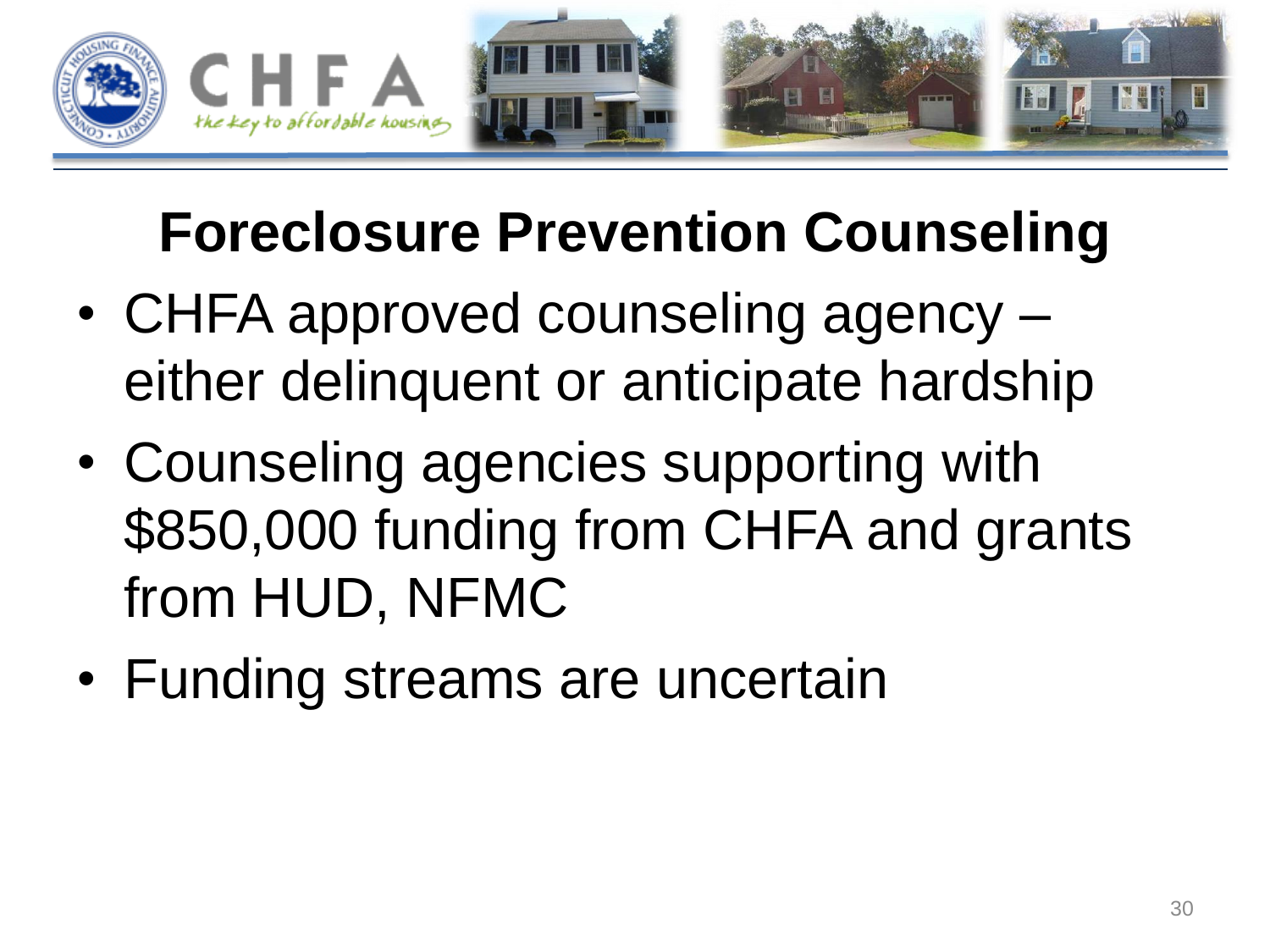# Foreclosure Prevention Counseling

- CHFA approved counseling agency – either delinquent or anticipate hardship
- Counseling agencies supporting with $850,000 funding from CHFA and grants from HUD, NFMC
- Funding streams are uncertain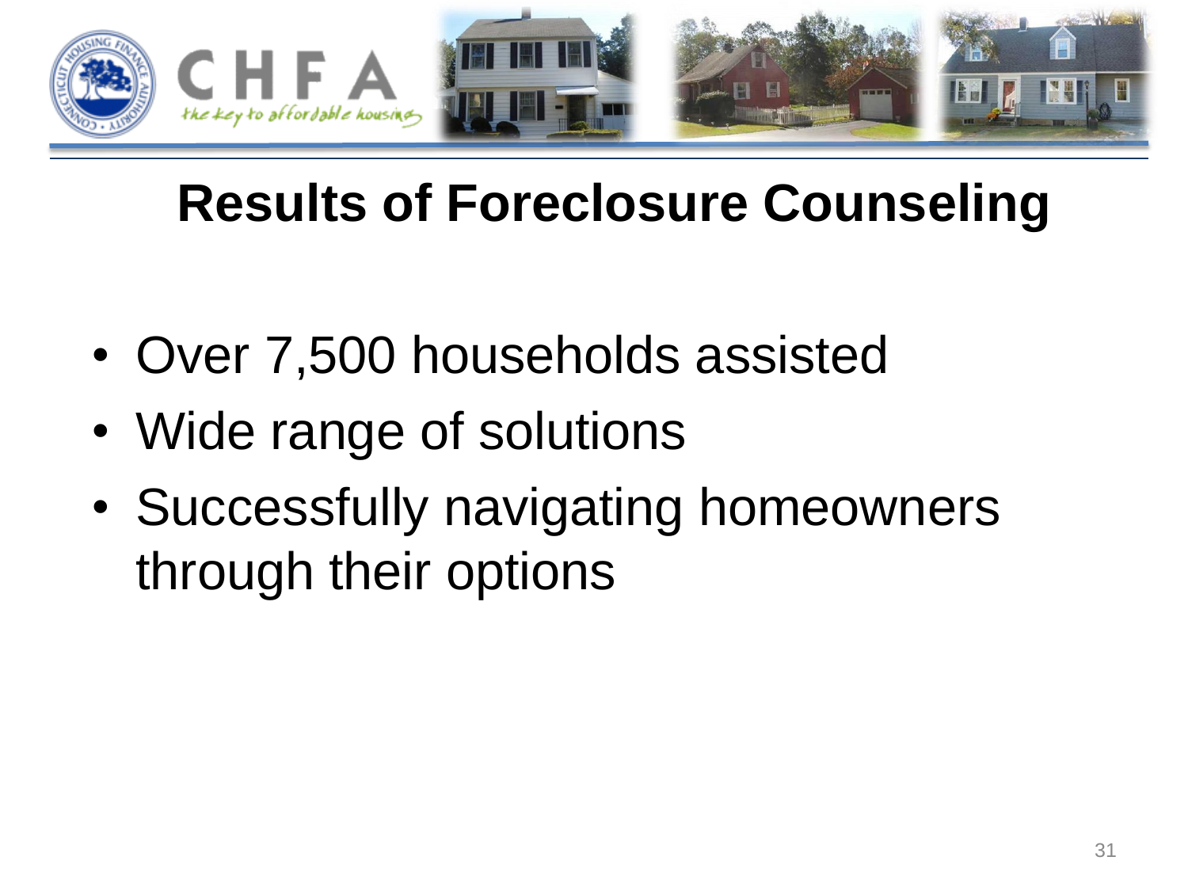# Results of Foreclosure Counseling

- Over 7,500 households assisted
- Wide range of solutions
- Successfully navigating homeowners through their options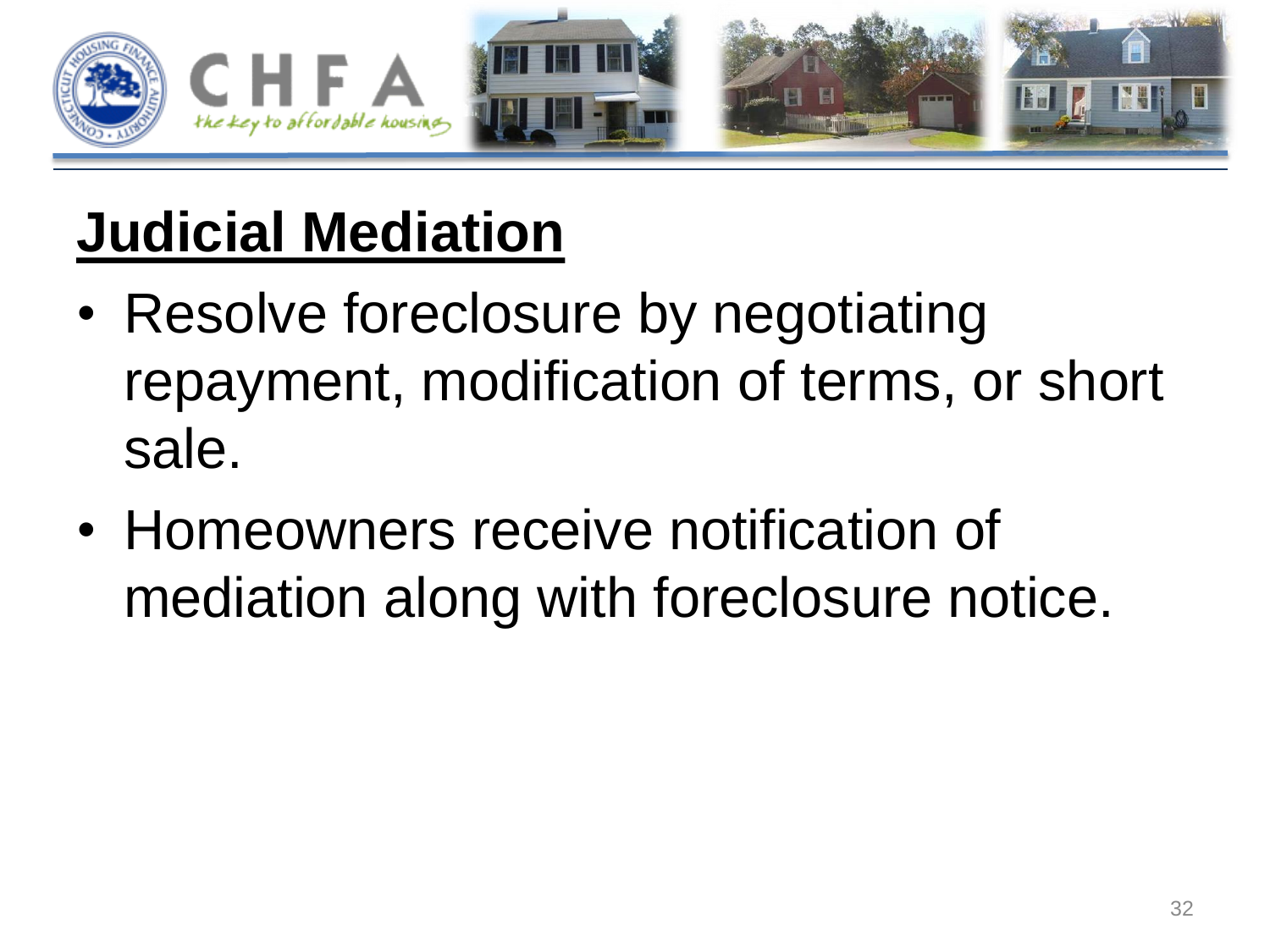## Judicial Mediation

- Resolve foreclosure by negotiating repayment, modification of terms, or short sale.
- Homeowners receive notification of mediation along with foreclosure notice.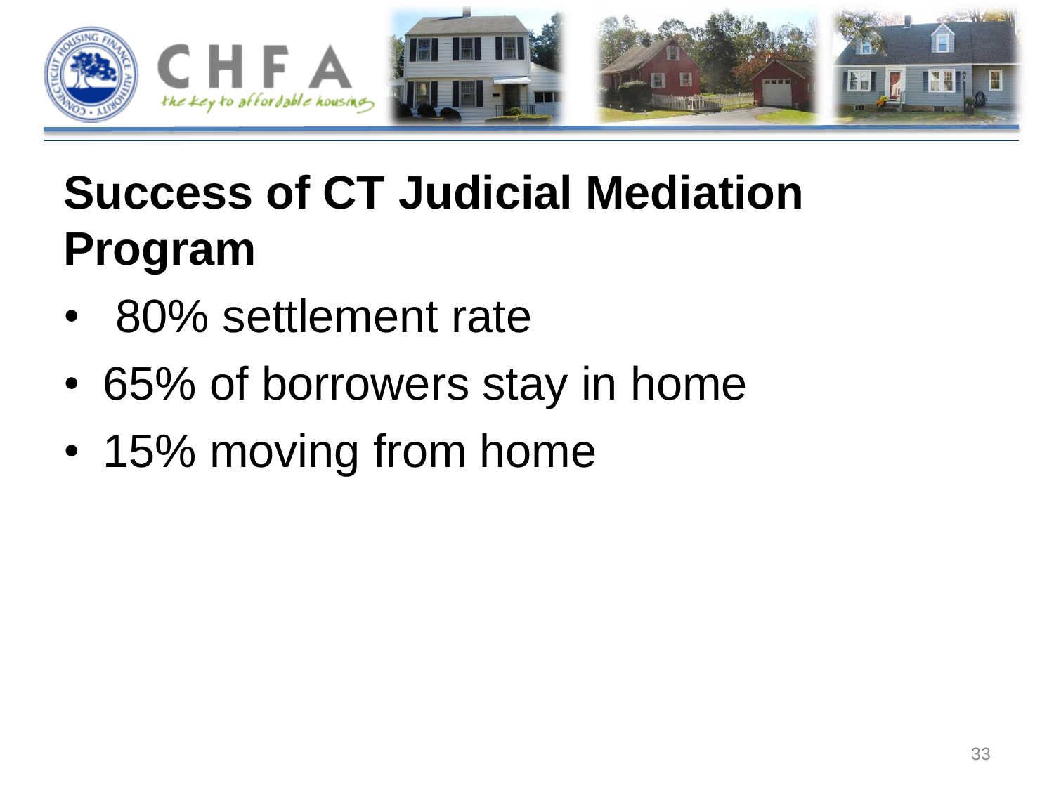# Success of CT Judicial Mediation Program

- 80% settlement rate
- 65% of borrowers stay in home
- 15% moving from home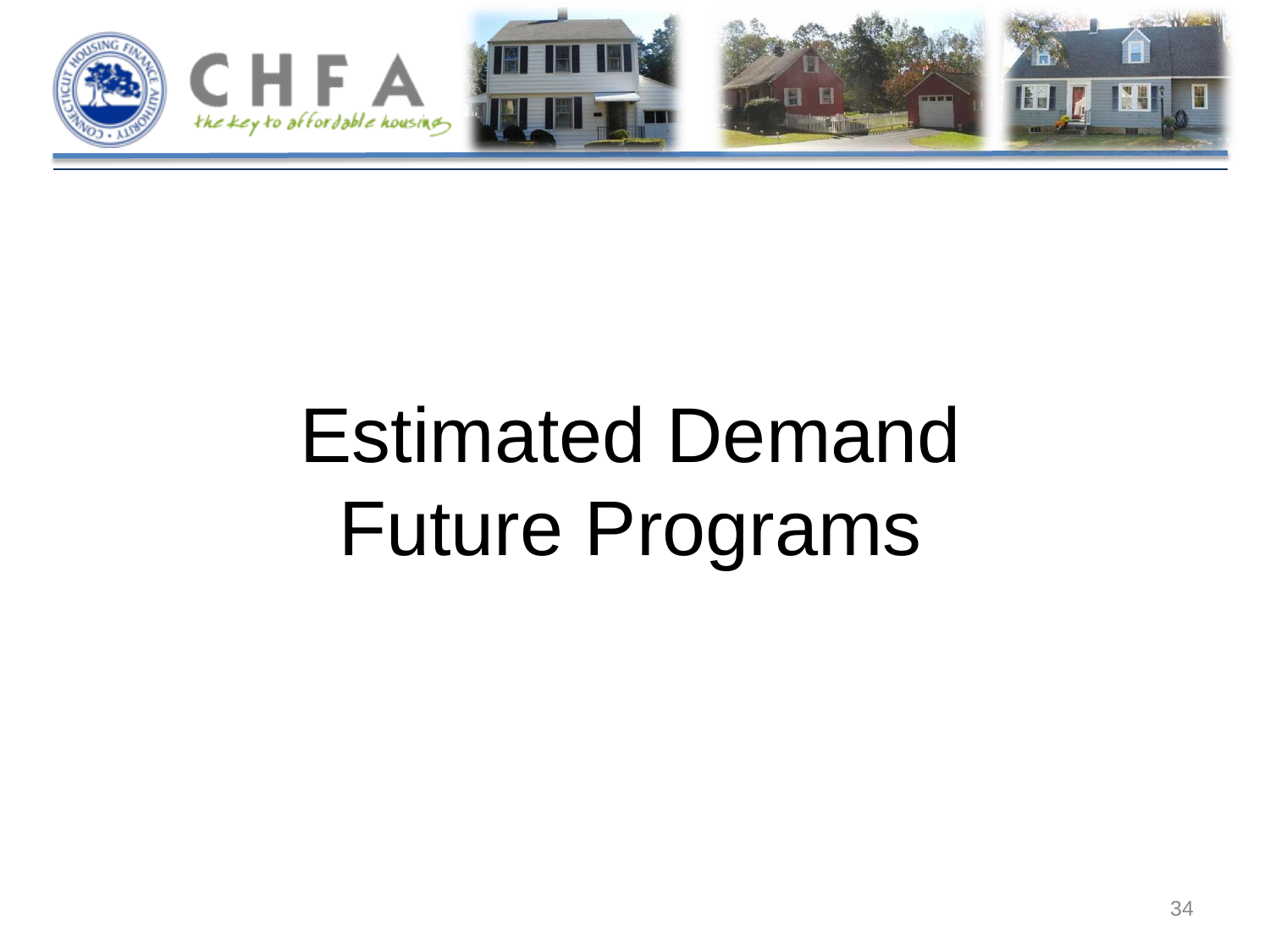# Estimated Demand Future Programs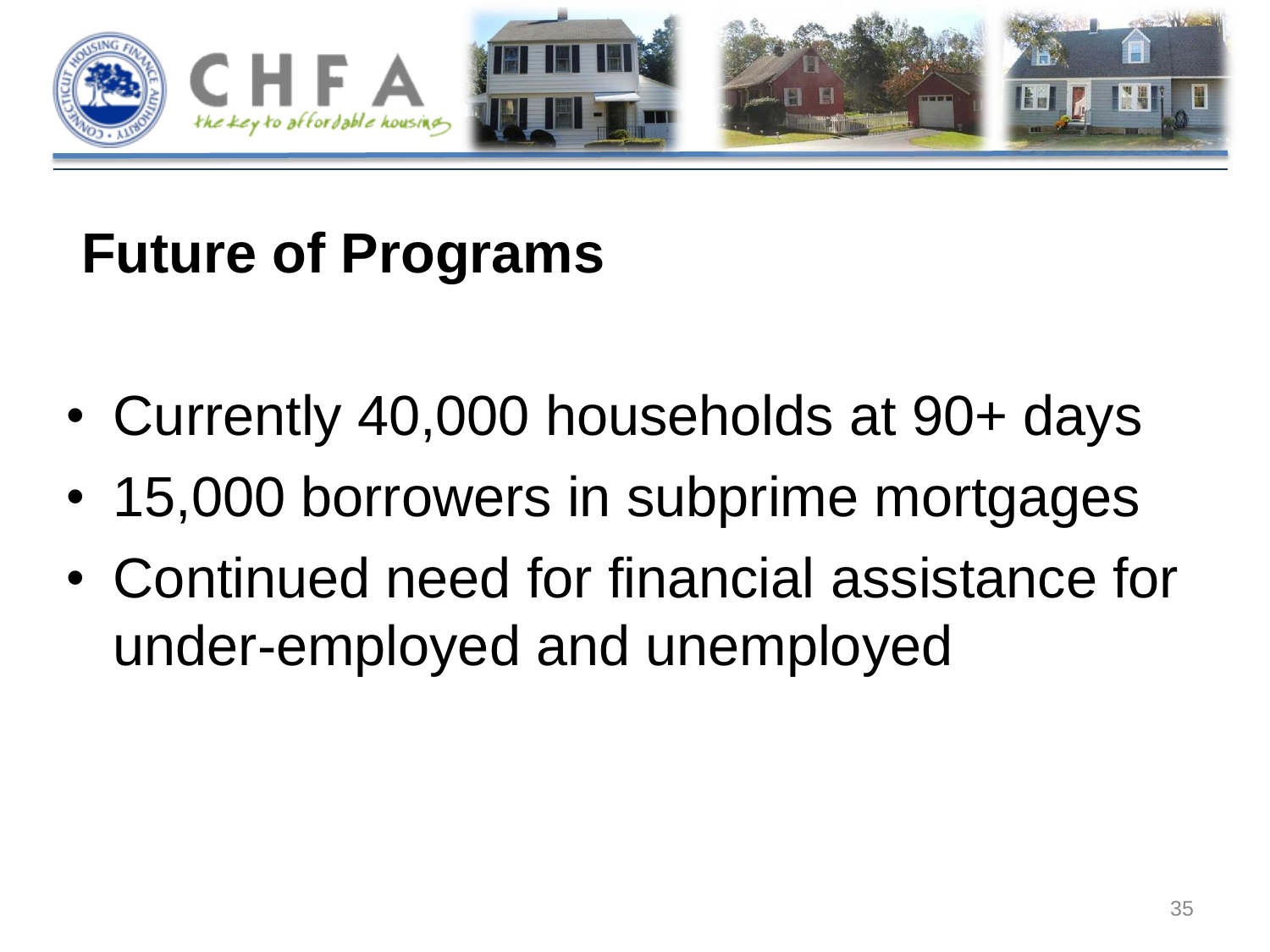# Future of Programs

- Currently 40,000 households at 90+ days
- 15,000 borrowers in subprime mortgages
- Continued need for financial assistance for under-employed and unemployed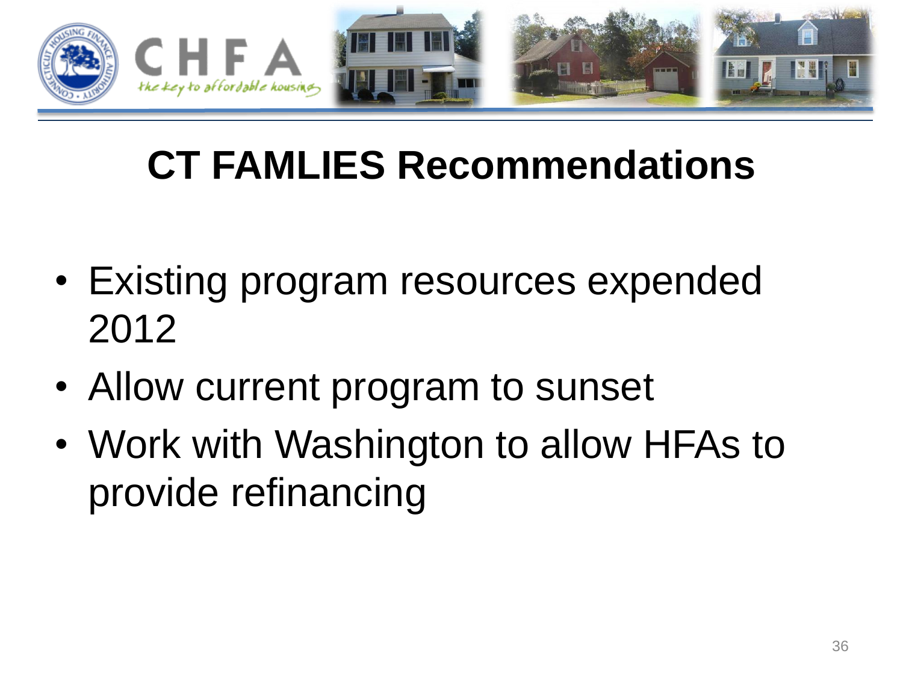# CT FAMLIES Recommendations

- Existing program resources expended 2012
- Allow current program to sunset
- Work with Washington to allow HFAs to provide refinancing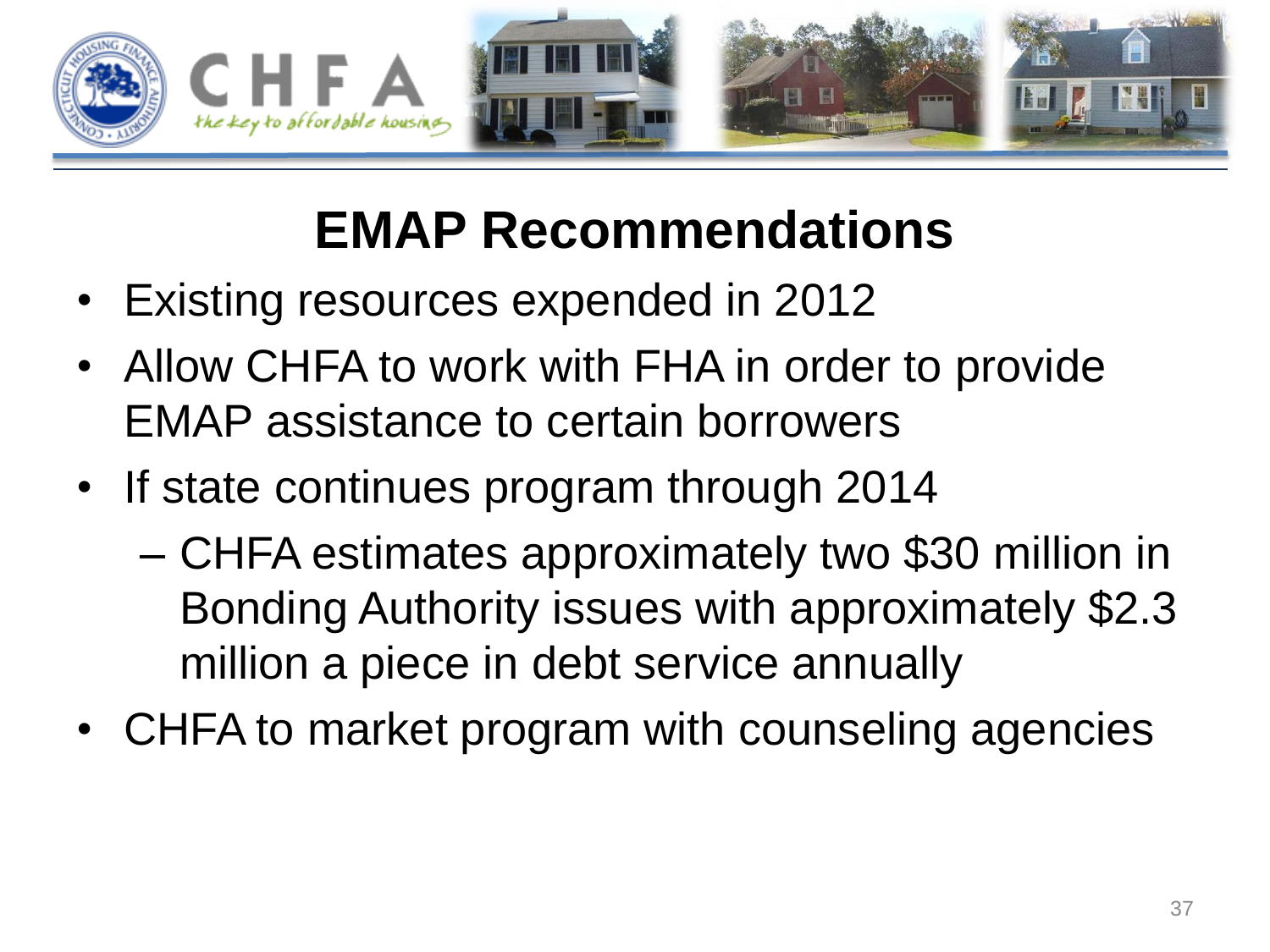# EMAP Recommendations

- Existing resources expended in 2012
- Allow CHFA to work with FHA in order to provide EMAP assistance to certain borrowers
- If state continues program through 2014
  - CHFA estimates approximately two $30 million in Bonding Authority issues with approximately $2.3 million a piece in debt service annually
- CHFA to market program with counseling agencies